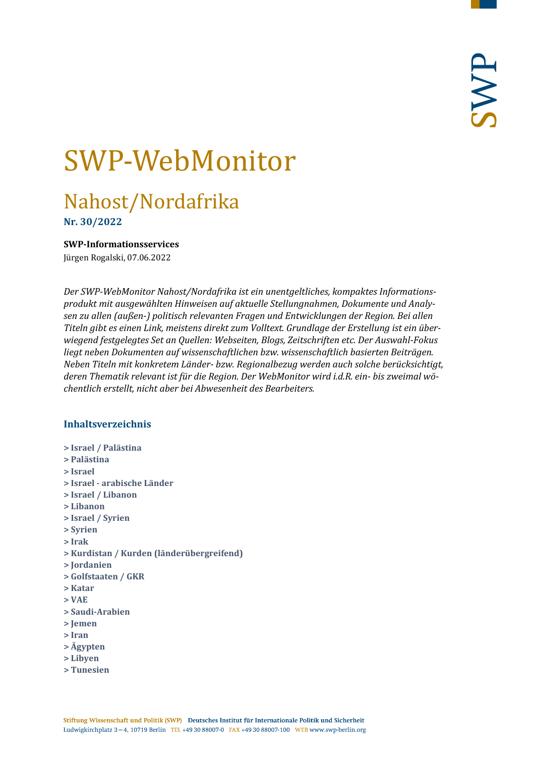# SWP-WebMonitor

## Nahost/Nordafrika

**Nr. 30/2022**

**SWP-Informationsservices**

Jürgen Rogalski, 07.06.2022

*Der SWP-WebMonitor Nahost/Nordafrika ist ein unentgeltliches, kompaktes Informationsprodukt mit ausgewählten Hinweisen auf aktuelle Stellungnahmen, Dokumente und Analysen zu allen (außen-) politisch relevanten Fragen und Entwicklungen der Region. Bei allen Titeln gibt es einen Link, meistens direkt zum Volltext. Grundlage der Erstellung ist ein überwiegend festgelegtes Set an Quellen: Webseiten, Blogs, Zeitschriften etc. Der Auswahl-Fokus liegt neben Dokumenten auf wissenschaftlichen bzw. wissenschaftlich basierten Beiträgen. Neben Titeln mit konkretem Länder- bzw. Regionalbezug werden auch solche berücksichtigt, deren Thematik relevant ist für die Region. Der WebMonitor wird i.d.R. ein- bis zweimal wöchentlich erstellt, nicht aber bei Abwesenheit des Bearbeiters.*

### Inhaltsverzeichnis

**> Israel / Palästina**
**> Palästina**
**> Israel**
**> Israel - arabische Länder**
**> Israel / Libanon**
**> Libanon**
**> Israel / Syrien**
**> Syrien**
**> Irak**
**> Kurdistan / Kurden (länderübergreifend)**
**> Jordanien**
**> Golfstaaten / GKR**
**> Katar**
**> VAE**
**> Saudi-Arabien**
**> Jemen**
**> Iran**
**> Ägypten**
**> Libyen**
**> Tunesien**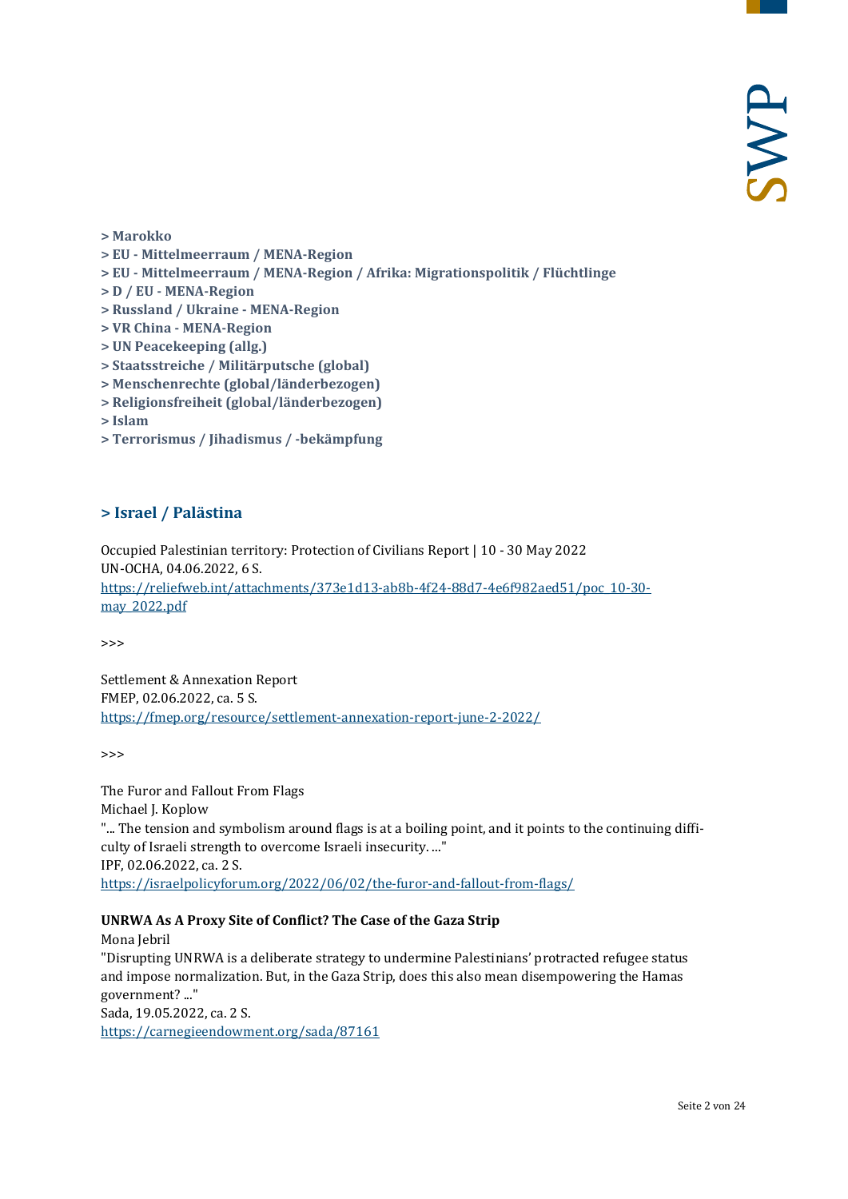**> Marokko**
**> EU - Mittelmeerraum / MENA-Region**
**> EU - Mittelmeerraum / MENA-Region / Afrika: Migrationspolitik / Flüchtlinge**
**> D / EU - MENA-Region**
**> Russland / Ukraine - MENA-Region**
**> VR China - MENA-Region**
**> UN Peacekeeping (allg.)**
**> Staatsstreiche / Militärputsche (global)**
**> Menschenrechte (global/länderbezogen)**
**> Religionsfreiheit (global/länderbezogen)**
**> Islam**
**> Terrorismus / Jihadismus / -bekämpfung**

## > Israel / Palästina

Occupied Palestinian territory: Protection of Civilians Report | 10 - 30 May 2022
UN-OCHA, 04.06.2022, 6 S.
https://reliefweb.int/attachments/373e1d13-ab8b-4f24-88d7-4e6f982aed51/poc_10-30-may_2022.pdf

>>>

Settlement & Annexation Report
FMEP, 02.06.2022, ca. 5 S.
https://fmep.org/resource/settlement-annexation-report-june-2-2022/

>>>

The Furor and Fallout From Flags
Michael J. Koplow
"... The tension and symbolism around flags is at a boiling point, and it points to the continuing difficulty of Israeli strength to overcome Israeli insecurity. ..."
IPF, 02.06.2022, ca. 2 S.
https://israelpolicyforum.org/2022/06/02/the-furor-and-fallout-from-flags/

**UNRWA As A Proxy Site of Conflict? The Case of the Gaza Strip**
Mona Jebril
"Disrupting UNRWA is a deliberate strategy to undermine Palestinians' protracted refugee status and impose normalization. But, in the Gaza Strip, does this also mean disempowering the Hamas government? ..."
Sada, 19.05.2022, ca. 2 S.
https://carnegieendowment.org/sada/87161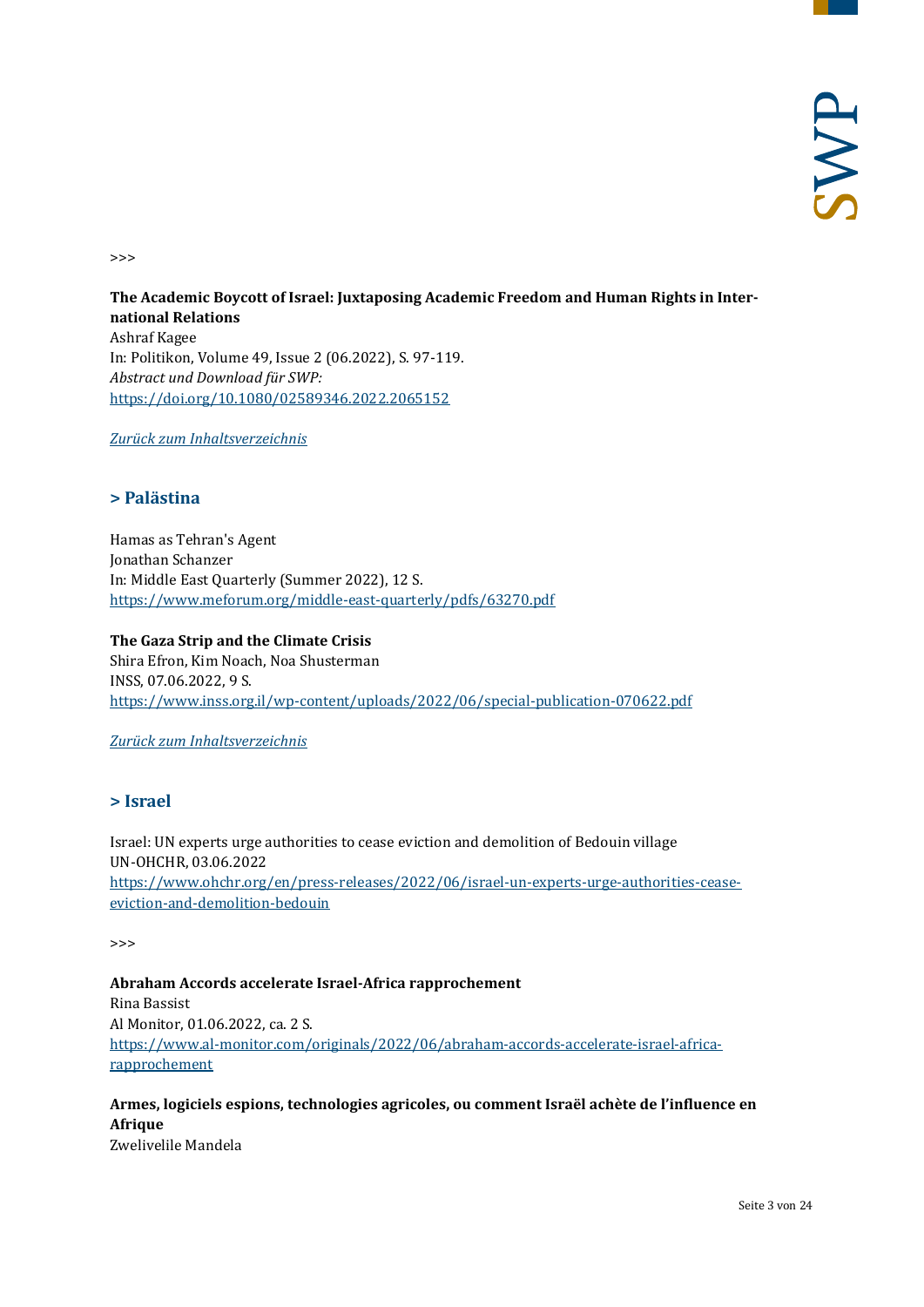>>>

**The Academic Boycott of Israel: Juxtaposing Academic Freedom and Human Rights in International Relations**
Ashraf Kagee
In: Politikon, Volume 49, Issue 2 (06.2022), S. 97-119.
*Abstract und Download für SWP:*
https://doi.org/10.1080/02589346.2022.2065152

*Zurück zum Inhaltsverzeichnis*

## > Palästina

Hamas as Tehran's Agent
Jonathan Schanzer
In: Middle East Quarterly (Summer 2022), 12 S.
https://www.meforum.org/middle-east-quarterly/pdfs/63270.pdf

**The Gaza Strip and the Climate Crisis**
Shira Efron, Kim Noach, Noa Shusterman
INSS, 07.06.2022, 9 S.
https://www.inss.org.il/wp-content/uploads/2022/06/special-publication-070622.pdf

*Zurück zum Inhaltsverzeichnis*

## > Israel

Israel: UN experts urge authorities to cease eviction and demolition of Bedouin village
UN-OHCHR, 03.06.2022
https://www.ohchr.org/en/press-releases/2022/06/israel-un-experts-urge-authorities-cease-eviction-and-demolition-bedouin

>>>

**Abraham Accords accelerate Israel-Africa rapprochement**
Rina Bassist
Al Monitor, 01.06.2022, ca. 2 S.
https://www.al-monitor.com/originals/2022/06/abraham-accords-accelerate-israel-africa-rapprochement

**Armes, logiciels espions, technologies agricoles, ou comment Israël achète de l'influence en Afrique**
Zwelivelile Mandela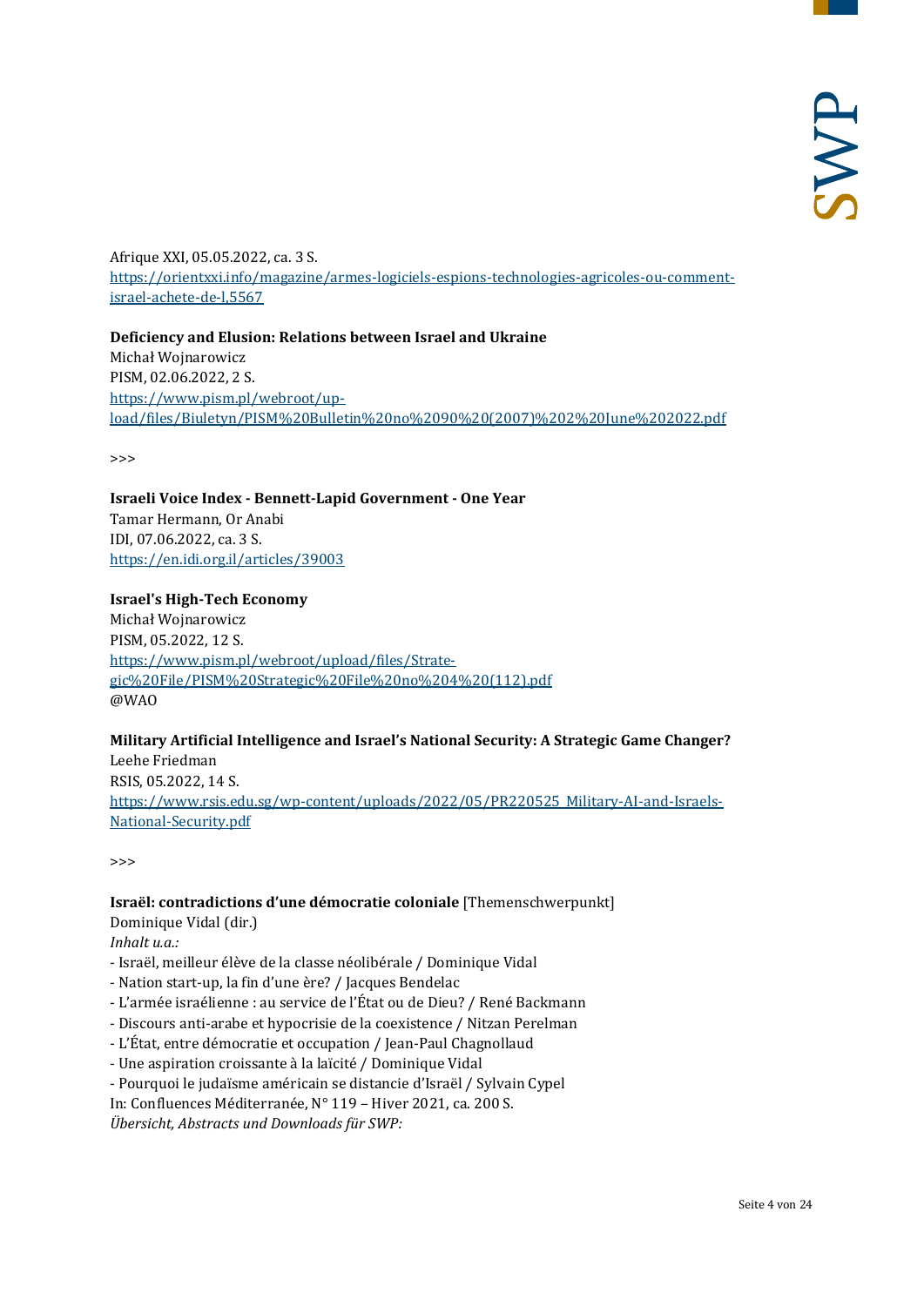Afrique XXI, 05.05.2022, ca. 3 S.
https://orientxxi.info/magazine/armes-logiciels-espions-technologies-agricoles-ou-comment-israel-achete-de-l,5567

**Deficiency and Elusion: Relations between Israel and Ukraine**
Michał Wojnarowicz
PISM, 02.06.2022, 2 S.
https://www.pism.pl/webroot/upload/files/Biuletyn/PISM%20Bulletin%20no%2090%20(2007)%202%20June%202022.pdf

>>>

**Israeli Voice Index - Bennett-Lapid Government - One Year**
Tamar Hermann, Or Anabi
IDI, 07.06.2022, ca. 3 S.
https://en.idi.org.il/articles/39003

**Israel's High-Tech Economy**
Michał Wojnarowicz
PISM, 05.2022, 12 S.
https://www.pism.pl/webroot/upload/files/Strategic%20File/PISM%20Strategic%20File%20no%204%20(112).pdf
@WAO

**Military Artificial Intelligence and Israel's National Security: A Strategic Game Changer?**
Leehe Friedman
RSIS, 05.2022, 14 S.
https://www.rsis.edu.sg/wp-content/uploads/2022/05/PR220525_Military-AI-and-Israels-National-Security.pdf

>>>

**Israël: contradictions d'une démocratie coloniale** [Themenschwerpunkt]
Dominique Vidal (dir.)
*Inhalt u.a.:*
- Israël, meilleur élève de la classe néolibérale / Dominique Vidal
- Nation start-up, la fin d'une ère? / Jacques Bendelac
- L'armée israélienne : au service de l'État ou de Dieu? / René Backmann
- Discours anti-arabe et hypocrisie de la coexistence / Nitzan Perelman
- L'État, entre démocratie et occupation / Jean-Paul Chagnollaud
- Une aspiration croissante à la laïcité / Dominique Vidal
- Pourquoi le judaïsme américain se distancie d'Israël / Sylvain Cypel

In: Confluences Méditerranée, N° 119 – Hiver 2021, ca. 200 S.
*Übersicht, Abstracts und Downloads für SWP:*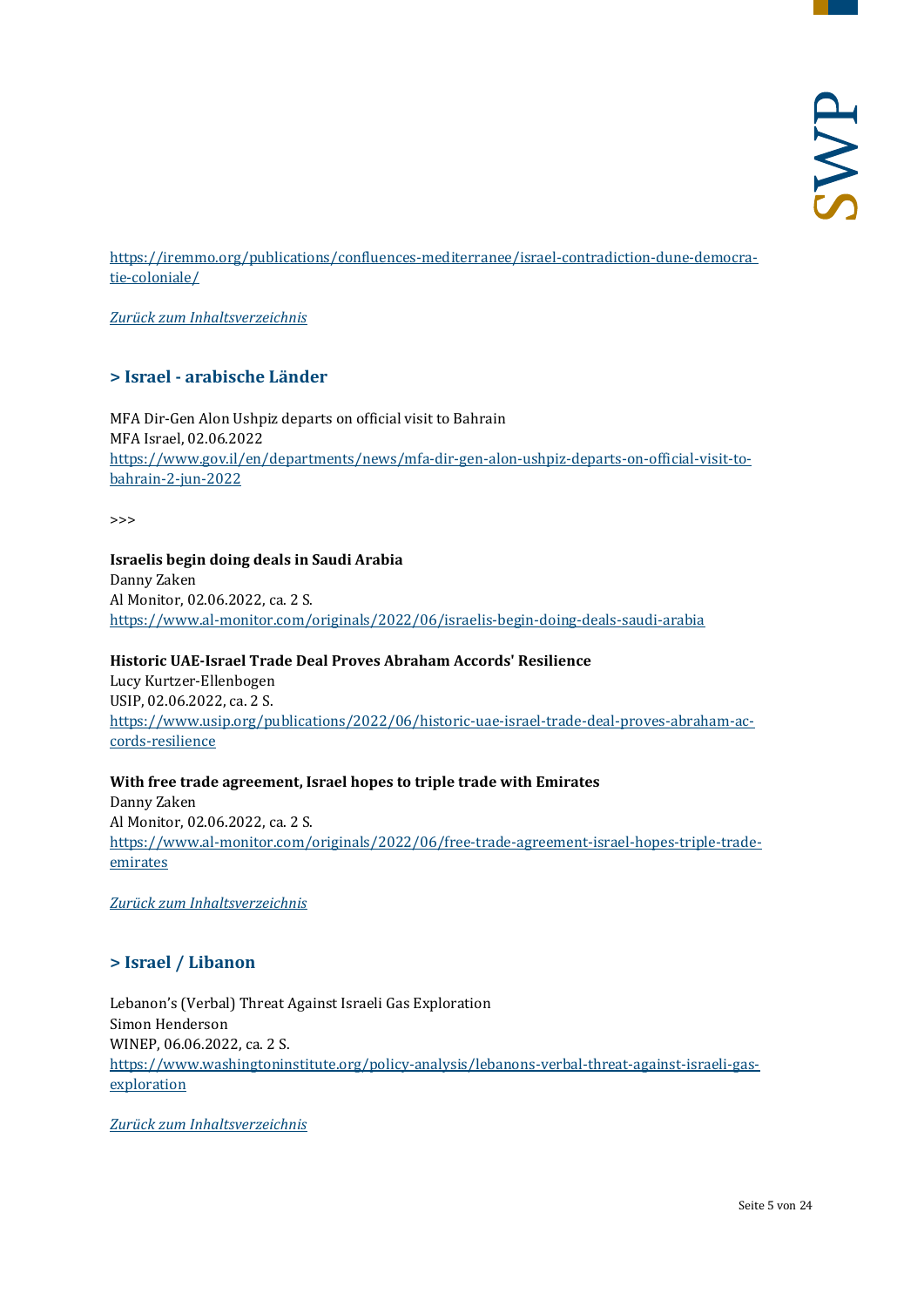https://iremmo.org/publications/confluences-mediterranee/israel-contradiction-dune-democratie-coloniale/

*Zurück zum Inhaltsverzeichnis*

## > Israel - arabische Länder

MFA Dir-Gen Alon Ushpiz departs on official visit to Bahrain
MFA Israel, 02.06.2022
https://www.gov.il/en/departments/news/mfa-dir-gen-alon-ushpiz-departs-on-official-visit-to-bahrain-2-jun-2022

>>>

**Israelis begin doing deals in Saudi Arabia**
Danny Zaken
Al Monitor, 02.06.2022, ca. 2 S.
https://www.al-monitor.com/originals/2022/06/israelis-begin-doing-deals-saudi-arabia

**Historic UAE-Israel Trade Deal Proves Abraham Accords' Resilience**
Lucy Kurtzer-Ellenbogen
USIP, 02.06.2022, ca. 2 S.
https://www.usip.org/publications/2022/06/historic-uae-israel-trade-deal-proves-abraham-accords-resilience

**With free trade agreement, Israel hopes to triple trade with Emirates**
Danny Zaken
Al Monitor, 02.06.2022, ca. 2 S.
https://www.al-monitor.com/originals/2022/06/free-trade-agreement-israel-hopes-triple-trade-emirates

*Zurück zum Inhaltsverzeichnis*

## > Israel / Libanon

Lebanon's (Verbal) Threat Against Israeli Gas Exploration
Simon Henderson
WINEP, 06.06.2022, ca. 2 S.
https://www.washingtoninstitute.org/policy-analysis/lebanons-verbal-threat-against-israeli-gas-exploration

*Zurück zum Inhaltsverzeichnis*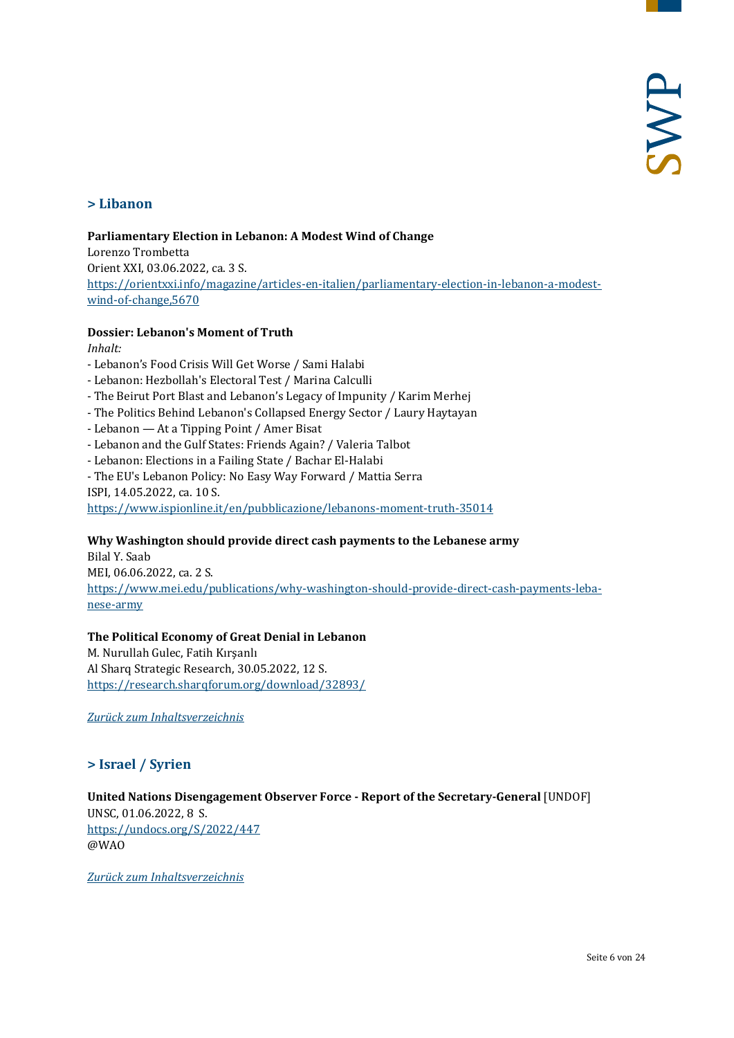## > Libanon

**Parliamentary Election in Lebanon: A Modest Wind of Change**
Lorenzo Trombetta
Orient XXI, 03.06.2022, ca. 3 S.
[https://orientxxi.info/magazine/articles-en-italien/parliamentary-election-in-lebanon-a-modest-wind-of-change,5670](https://orientxxi.info/magazine/articles-en-italien/parliamentary-election-in-lebanon-a-modest-wind-of-change,5670)

**Dossier: Lebanon's Moment of Truth**
*Inhalt:*
- Lebanon's Food Crisis Will Get Worse / Sami Halabi
- Lebanon: Hezbollah's Electoral Test / Marina Calculli
- The Beirut Port Blast and Lebanon's Legacy of Impunity / Karim Merhej
- The Politics Behind Lebanon's Collapsed Energy Sector / Laury Haytayan
- Lebanon — At a Tipping Point / Amer Bisat
- Lebanon and the Gulf States: Friends Again? / Valeria Talbot
- Lebanon: Elections in a Failing State / Bachar El-Halabi
- The EU's Lebanon Policy: No Easy Way Forward / Mattia Serra

ISPI, 14.05.2022, ca. 10 S.
[https://www.ispionline.it/en/pubblicazione/lebanons-moment-truth-35014](https://www.ispionline.it/en/pubblicazione/lebanons-moment-truth-35014)

**Why Washington should provide direct cash payments to the Lebanese army**
Bilal Y. Saab
MEI, 06.06.2022, ca. 2 S.
[https://www.mei.edu/publications/why-washington-should-provide-direct-cash-payments-lebanese-army](https://www.mei.edu/publications/why-washington-should-provide-direct-cash-payments-lebanese-army)

**The Political Economy of Great Denial in Lebanon**
M. Nurullah Gulec, Fatih Kırşanlı
Al Sharq Strategic Research, 30.05.2022, 12 S.
[https://research.sharqforum.org/download/32893/](https://research.sharqforum.org/download/32893/)

*Zurück zum Inhaltsverzeichnis*

## > Israel / Syrien

**United Nations Disengagement Observer Force - Report of the Secretary-General** [UNDOF]
UNSC, 01.06.2022, 8 S.
[https://undocs.org/S/2022/447](https://undocs.org/S/2022/447)
@WAO

*Zurück zum Inhaltsverzeichnis*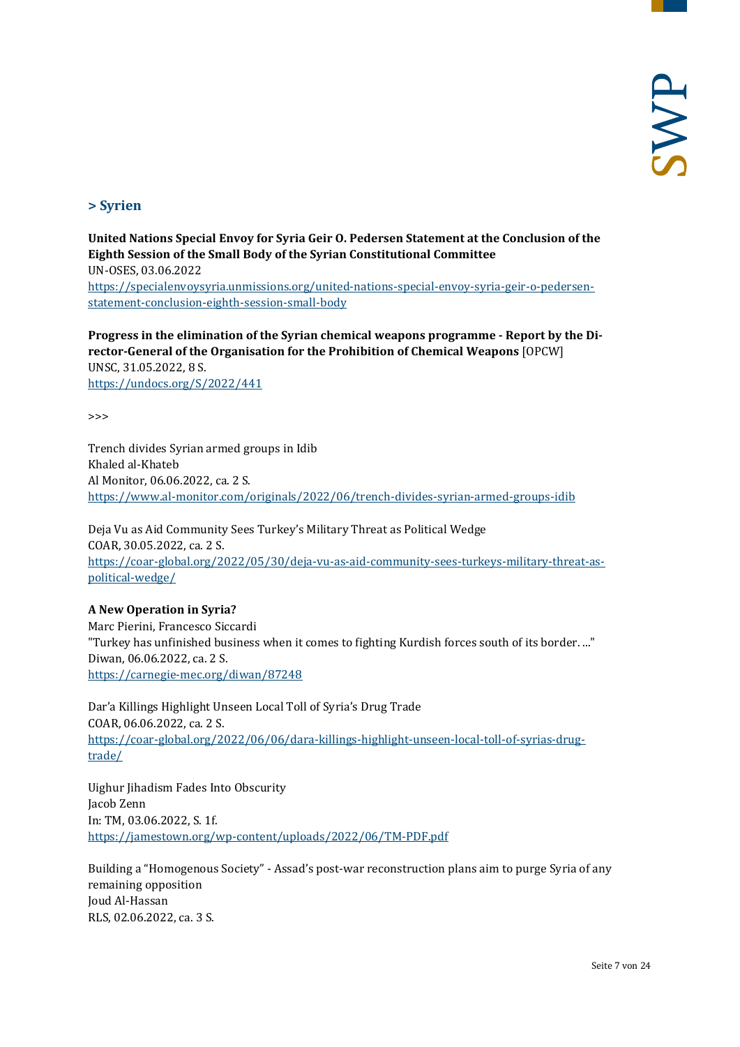## > Syrien

**United Nations Special Envoy for Syria Geir O. Pedersen Statement at the Conclusion of the Eighth Session of the Small Body of the Syrian Constitutional Committee**
UN-OSES, 03.06.2022
https://specialenvoysyria.unmissions.org/united-nations-special-envoy-syria-geir-o-pedersen-statement-conclusion-eighth-session-small-body

**Progress in the elimination of the Syrian chemical weapons programme - Report by the Director-General of the Organisation for the Prohibition of Chemical Weapons** [OPCW]
UNSC, 31.05.2022, 8 S.
https://undocs.org/S/2022/441

>>>

Trench divides Syrian armed groups in Idib
Khaled al-Khateb
Al Monitor, 06.06.2022, ca. 2 S.
https://www.al-monitor.com/originals/2022/06/trench-divides-syrian-armed-groups-idib

Deja Vu as Aid Community Sees Turkey's Military Threat as Political Wedge
COAR, 30.05.2022, ca. 2 S.
https://coar-global.org/2022/05/30/deja-vu-as-aid-community-sees-turkeys-military-threat-as-political-wedge/

**A New Operation in Syria?**
Marc Pierini, Francesco Siccardi
"Turkey has unfinished business when it comes to fighting Kurdish forces south of its border. ..."
Diwan, 06.06.2022, ca. 2 S.
https://carnegie-mec.org/diwan/87248

Dar'a Killings Highlight Unseen Local Toll of Syria's Drug Trade
COAR, 06.06.2022, ca. 2 S.
https://coar-global.org/2022/06/06/dara-killings-highlight-unseen-local-toll-of-syrias-drug-trade/

Uighur Jihadism Fades Into Obscurity
Jacob Zenn
In: TM, 03.06.2022, S. 1f.
https://jamestown.org/wp-content/uploads/2022/06/TM-PDF.pdf

Building a "Homogenous Society" - Assad's post-war reconstruction plans aim to purge Syria of any remaining opposition
Joud Al-Hassan
RLS, 02.06.2022, ca. 3 S.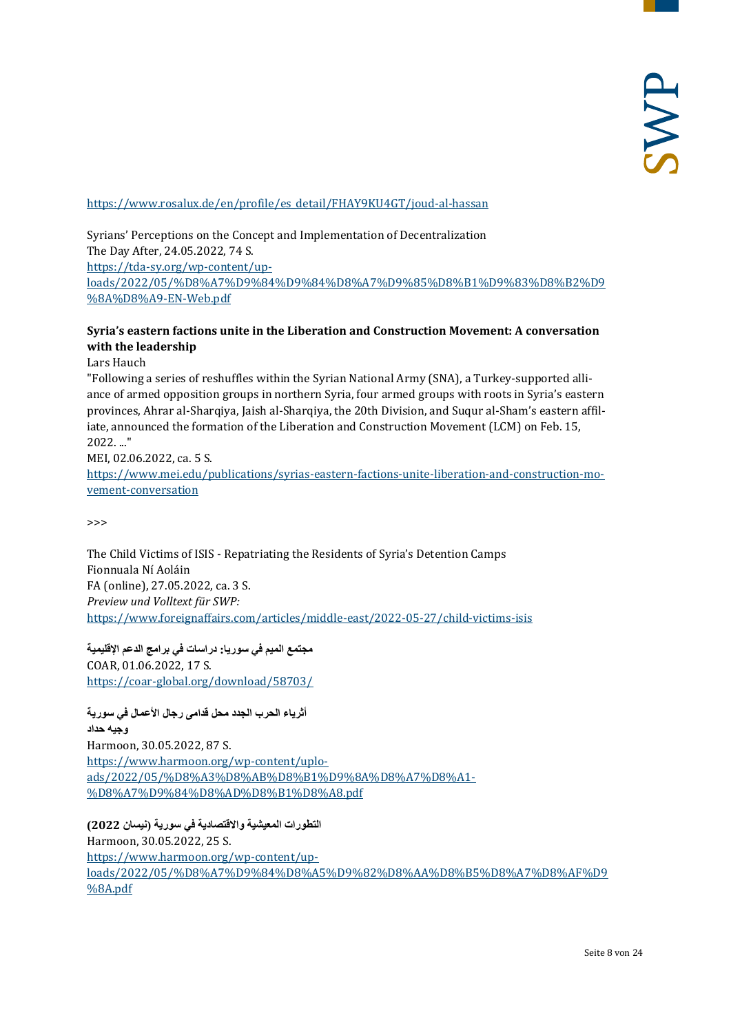https://www.rosalux.de/en/profile/es_detail/FHAY9KU4GT/joud-al-hassan

Syrians' Perceptions on the Concept and Implementation of Decentralization
The Day After, 24.05.2022, 74 S.
https://tda-sy.org/wp-content/uploads/2022/05/%D8%A7%D9%84%D9%84%D8%A7%D9%85%D8%B1%D9%83%D8%B2%D9%8A%D8%A9-EN-Web.pdf

**Syria's eastern factions unite in the Liberation and Construction Movement: A conversation with the leadership**
Lars Hauch
"Following a series of reshuffles within the Syrian National Army (SNA), a Turkey-supported alliance of armed opposition groups in northern Syria, four armed groups with roots in Syria's eastern provinces, Ahrar al-Sharqiya, Jaish al-Sharqiya, the 20th Division, and Suqur al-Sham's eastern affiliate, announced the formation of the Liberation and Construction Movement (LCM) on Feb. 15, 2022. ..."
MEI, 02.06.2022, ca. 5 S.
https://www.mei.edu/publications/syrias-eastern-factions-unite-liberation-and-construction-movement-conversation

>>>

The Child Victims of ISIS - Repatriating the Residents of Syria's Detention Camps
Fionnuala Ní Aoláin
FA (online), 27.05.2022, ca. 3 S.
*Preview und Volltext für SWP:*
https://www.foreignaffairs.com/articles/middle-east/2022-05-27/child-victims-isis

**مجتمع الميم في سوريا: دراسات في برامج الدعم الإقليمية**
COAR, 01.06.2022, 17 S.
https://coar-global.org/download/58703/

**أثرياء الحرب الجدد محل قدامى رجال الأعمال في سورية**
**وجيه حداد**
Harmoon, 30.05.2022, 87 S.
https://www.harmoon.org/wp-content/uploads/2022/05/%D8%A3%D8%AB%D8%B1%D9%8A%D8%A7%D8%A1-%D8%A7%D9%84%D8%AD%D8%B1%D8%A8.pdf

**التطورات المعيشية والاقتصادية في سورية (نيسان 2022)**
Harmoon, 30.05.2022, 25 S.
https://www.harmoon.org/wp-content/uploads/2022/05/%D8%A7%D9%84%D8%A5%D9%82%D8%AA%D8%B5%D8%A7%D8%AF%D9%8A.pdf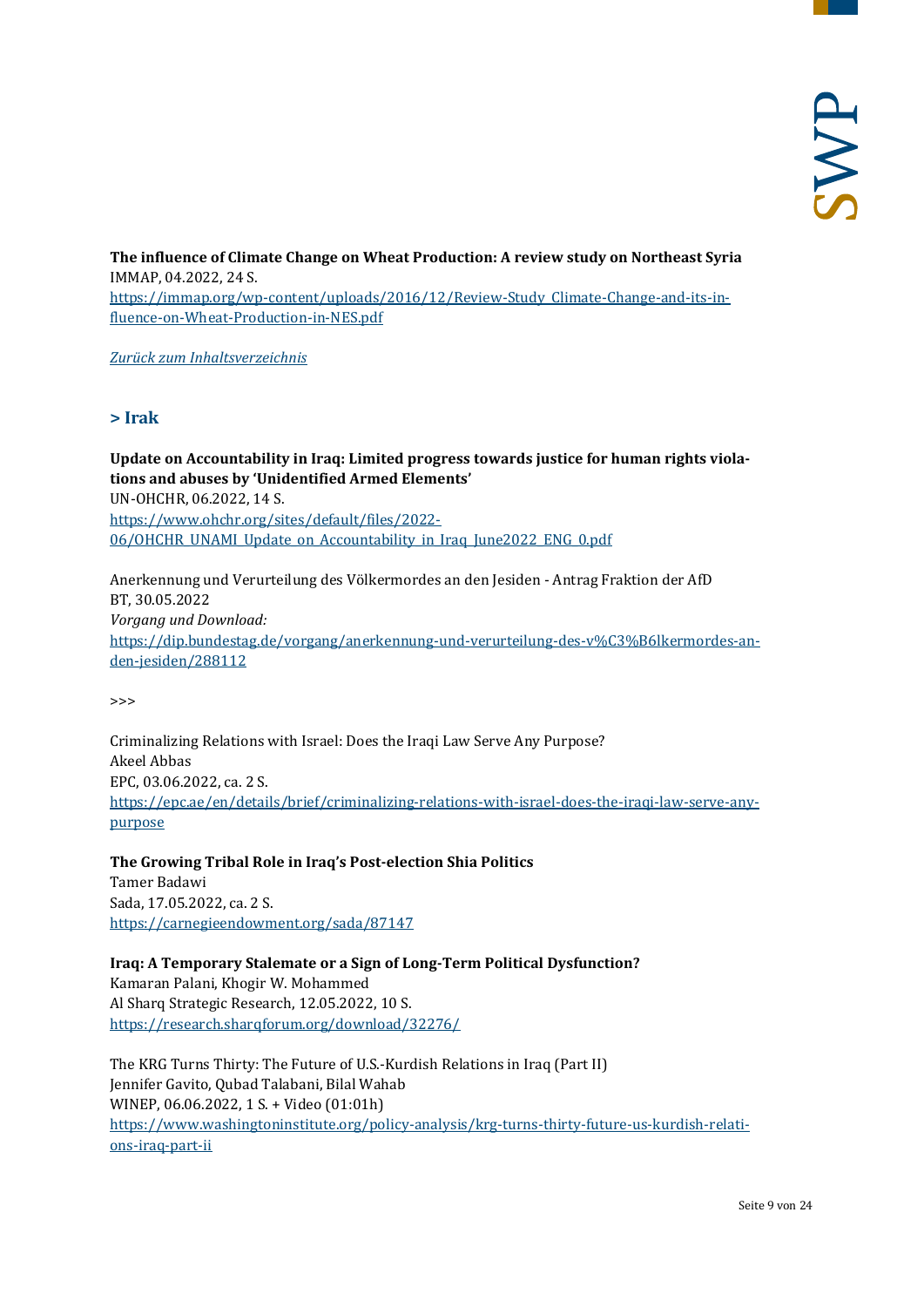**The influence of Climate Change on Wheat Production: A review study on Northeast Syria**
IMMAP, 04.2022, 24 S.
[https://immap.org/wp-content/uploads/2016/12/Review-Study_Climate-Change-and-its-influence-on-Wheat-Production-in-NES.pdf](https://immap.org/wp-content/uploads/2016/12/Review-Study_Climate-Change-and-its-influence-on-Wheat-Production-in-NES.pdf)

*Zurück zum Inhaltsverzeichnis*

## > Irak

**Update on Accountability in Iraq: Limited progress towards justice for human rights violations and abuses by 'Unidentified Armed Elements'**
UN-OHCHR, 06.2022, 14 S.
[https://www.ohchr.org/sites/default/files/2022-06/OHCHR_UNAMI_Update_on_Accountability_in_Iraq_June2022_ENG_0.pdf](https://www.ohchr.org/sites/default/files/2022-06/OHCHR_UNAMI_Update_on_Accountability_in_Iraq_June2022_ENG_0.pdf)

Anerkennung und Verurteilung des Völkermordes an den Jesiden - Antrag Fraktion der AfD
BT, 30.05.2022
*Vorgang und Download:*
[https://dip.bundestag.de/vorgang/anerkennung-und-verurteilung-des-v%C3%B6lkermordes-an-den-jesiden/288112](https://dip.bundestag.de/vorgang/anerkennung-und-verurteilung-des-v%C3%B6lkermordes-an-den-jesiden/288112)

>>>

Criminalizing Relations with Israel: Does the Iraqi Law Serve Any Purpose?
Akeel Abbas
EPC, 03.06.2022, ca. 2 S.
[https://epc.ae/en/details/brief/criminalizing-relations-with-israel-does-the-iraqi-law-serve-any-purpose](https://epc.ae/en/details/brief/criminalizing-relations-with-israel-does-the-iraqi-law-serve-any-purpose)

**The Growing Tribal Role in Iraq's Post-election Shia Politics**
Tamer Badawi
Sada, 17.05.2022, ca. 2 S.
[https://carnegieendowment.org/sada/87147](https://carnegieendowment.org/sada/87147)

**Iraq: A Temporary Stalemate or a Sign of Long-Term Political Dysfunction?**
Kamaran Palani, Khogir W. Mohammed
Al Sharq Strategic Research, 12.05.2022, 10 S.
[https://research.sharqforum.org/download/32276/](https://research.sharqforum.org/download/32276/)

The KRG Turns Thirty: The Future of U.S.-Kurdish Relations in Iraq (Part II)
Jennifer Gavito, Qubad Talabani, Bilal Wahab
WINEP, 06.06.2022, 1 S. + Video (01:01h)
[https://www.washingtoninstitute.org/policy-analysis/krg-turns-thirty-future-us-kurdish-relations-iraq-part-ii](https://www.washingtoninstitute.org/policy-analysis/krg-turns-thirty-future-us-kurdish-relations-iraq-part-ii)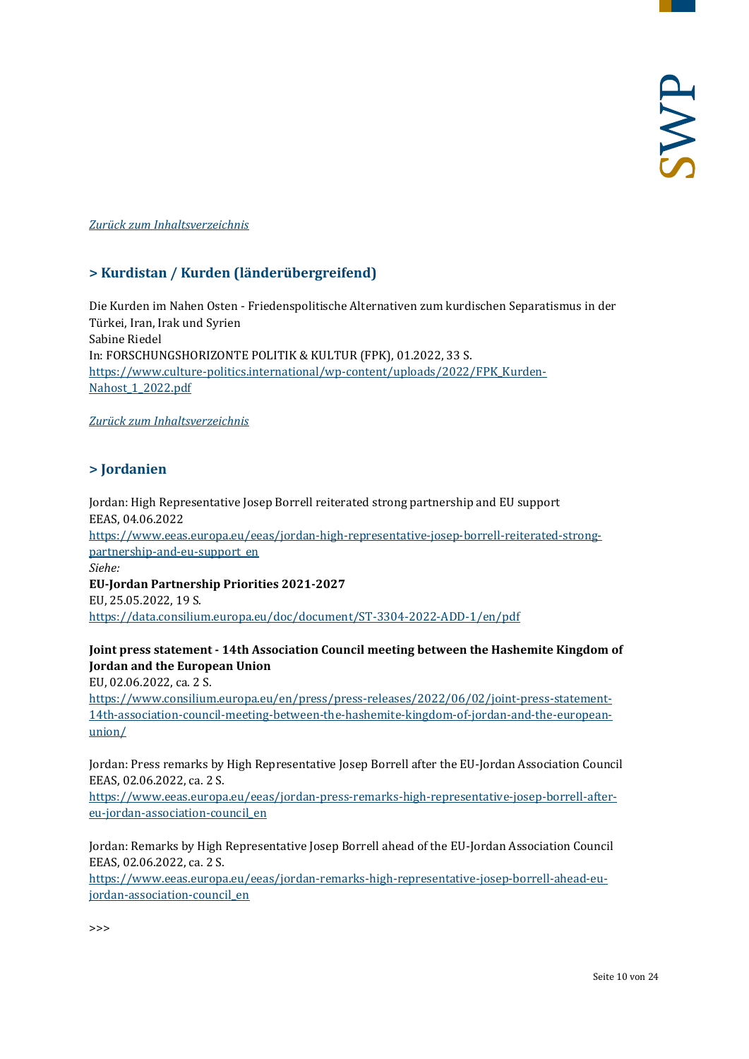*[Zurück zum Inhaltsverzeichnis](#)*

## > Kurdistan / Kurden (länderübergreifend)

Die Kurden im Nahen Osten - Friedenspolitische Alternativen zum kurdischen Separatismus in der Türkei, Iran, Irak und Syrien
Sabine Riedel
In: FORSCHUNGSHORIZONTE POLITIK & KULTUR (FPK), 01.2022, 33 S.
[https://www.culture-politics.international/wp-content/uploads/2022/FPK_Kurden-Nahost_1_2022.pdf](https://www.culture-politics.international/wp-content/uploads/2022/FPK_Kurden-Nahost_1_2022.pdf)

*[Zurück zum Inhaltsverzeichnis](#)*

## > Jordanien

Jordan: High Representative Josep Borrell reiterated strong partnership and EU support
EEAS, 04.06.2022
[https://www.eeas.europa.eu/eeas/jordan-high-representative-josep-borrell-reiterated-strong-partnership-and-eu-support_en](https://www.eeas.europa.eu/eeas/jordan-high-representative-josep-borrell-reiterated-strong-partnership-and-eu-support_en)
*Siehe:*
**EU-Jordan Partnership Priorities 2021-2027**
EU, 25.05.2022, 19 S.
[https://data.consilium.europa.eu/doc/document/ST-3304-2022-ADD-1/en/pdf](https://data.consilium.europa.eu/doc/document/ST-3304-2022-ADD-1/en/pdf)

**Joint press statement - 14th Association Council meeting between the Hashemite Kingdom of Jordan and the European Union**
EU, 02.06.2022, ca. 2 S.
[https://www.consilium.europa.eu/en/press/press-releases/2022/06/02/joint-press-statement-14th-association-council-meeting-between-the-hashemite-kingdom-of-jordan-and-the-european-union/](https://www.consilium.europa.eu/en/press/press-releases/2022/06/02/joint-press-statement-14th-association-council-meeting-between-the-hashemite-kingdom-of-jordan-and-the-european-union/)

Jordan: Press remarks by High Representative Josep Borrell after the EU-Jordan Association Council
EEAS, 02.06.2022, ca. 2 S.
[https://www.eeas.europa.eu/eeas/jordan-press-remarks-high-representative-josep-borrell-after-eu-jordan-association-council_en](https://www.eeas.europa.eu/eeas/jordan-press-remarks-high-representative-josep-borrell-after-eu-jordan-association-council_en)

Jordan: Remarks by High Representative Josep Borrell ahead of the EU-Jordan Association Council
EEAS, 02.06.2022, ca. 2 S.
[https://www.eeas.europa.eu/eeas/jordan-remarks-high-representative-josep-borrell-ahead-eu-jordan-association-council_en](https://www.eeas.europa.eu/eeas/jordan-remarks-high-representative-josep-borrell-ahead-eu-jordan-association-council_en)

>>>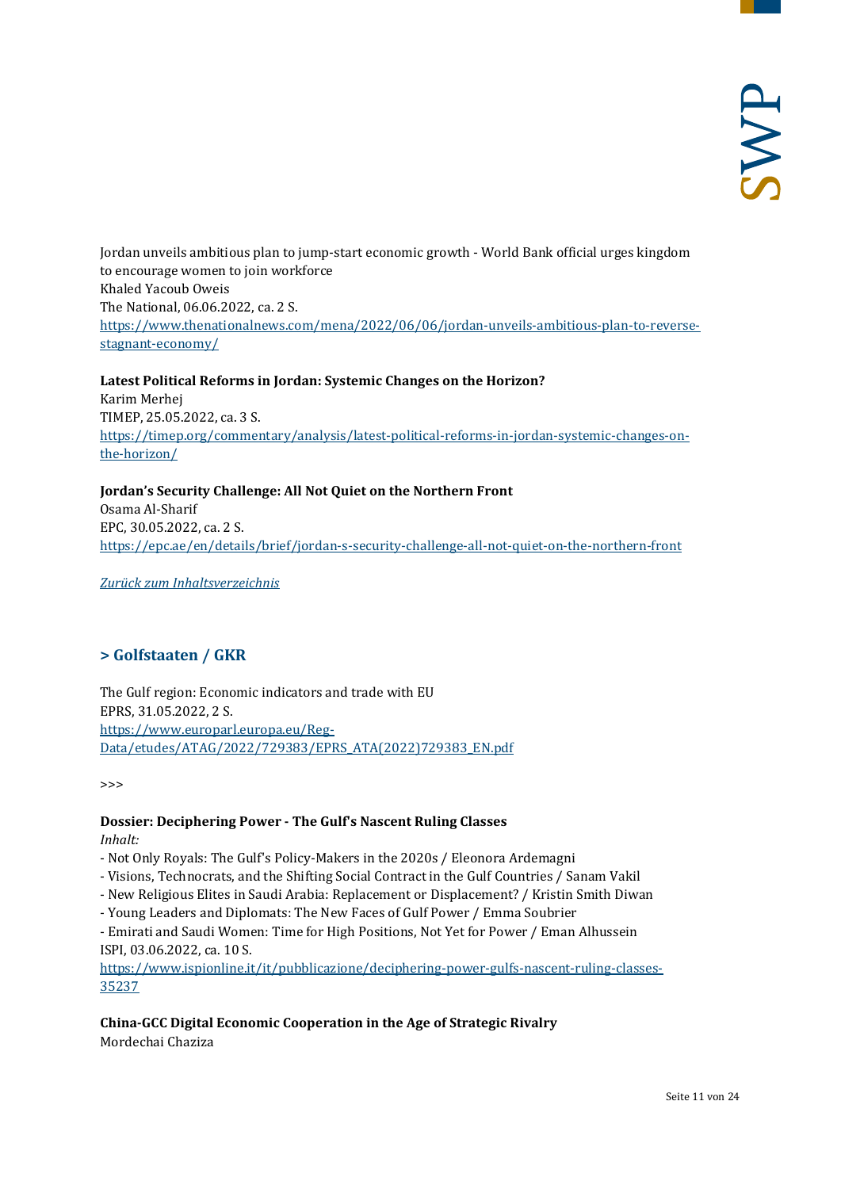Jordan unveils ambitious plan to jump-start economic growth - World Bank official urges kingdom to encourage women to join workforce
Khaled Yacoub Oweis
The National, 06.06.2022, ca. 2 S.
https://www.thenationalnews.com/mena/2022/06/06/jordan-unveils-ambitious-plan-to-reverse-stagnant-economy/

**Latest Political Reforms in Jordan: Systemic Changes on the Horizon?**
Karim Merhej
TIMEP, 25.05.2022, ca. 3 S.
https://timep.org/commentary/analysis/latest-political-reforms-in-jordan-systemic-changes-on-the-horizon/

**Jordan's Security Challenge: All Not Quiet on the Northern Front**
Osama Al-Sharif
EPC, 30.05.2022, ca. 2 S.
https://epc.ae/en/details/brief/jordan-s-security-challenge-all-not-quiet-on-the-northern-front

*Zurück zum Inhaltsverzeichnis*

## > Golfstaaten / GKR

The Gulf region: Economic indicators and trade with EU
EPRS, 31.05.2022, 2 S.
https://www.europarl.europa.eu/Reg-Data/etudes/ATAG/2022/729383/EPRS_ATA(2022)729383_EN.pdf

>>>

**Dossier: Deciphering Power - The Gulf's Nascent Ruling Classes**
*Inhalt:*
- Not Only Royals: The Gulf's Policy-Makers in the 2020s / Eleonora Ardemagni
- Visions, Technocrats, and the Shifting Social Contract in the Gulf Countries / Sanam Vakil
- New Religious Elites in Saudi Arabia: Replacement or Displacement? / Kristin Smith Diwan
- Young Leaders and Diplomats: The New Faces of Gulf Power / Emma Soubrier
- Emirati and Saudi Women: Time for High Positions, Not Yet for Power / Eman Alhussein
ISPI, 03.06.2022, ca. 10 S.
https://www.ispionline.it/it/pubblicazione/deciphering-power-gulfs-nascent-ruling-classes-35237

**China-GCC Digital Economic Cooperation in the Age of Strategic Rivalry**
Mordechai Chaziza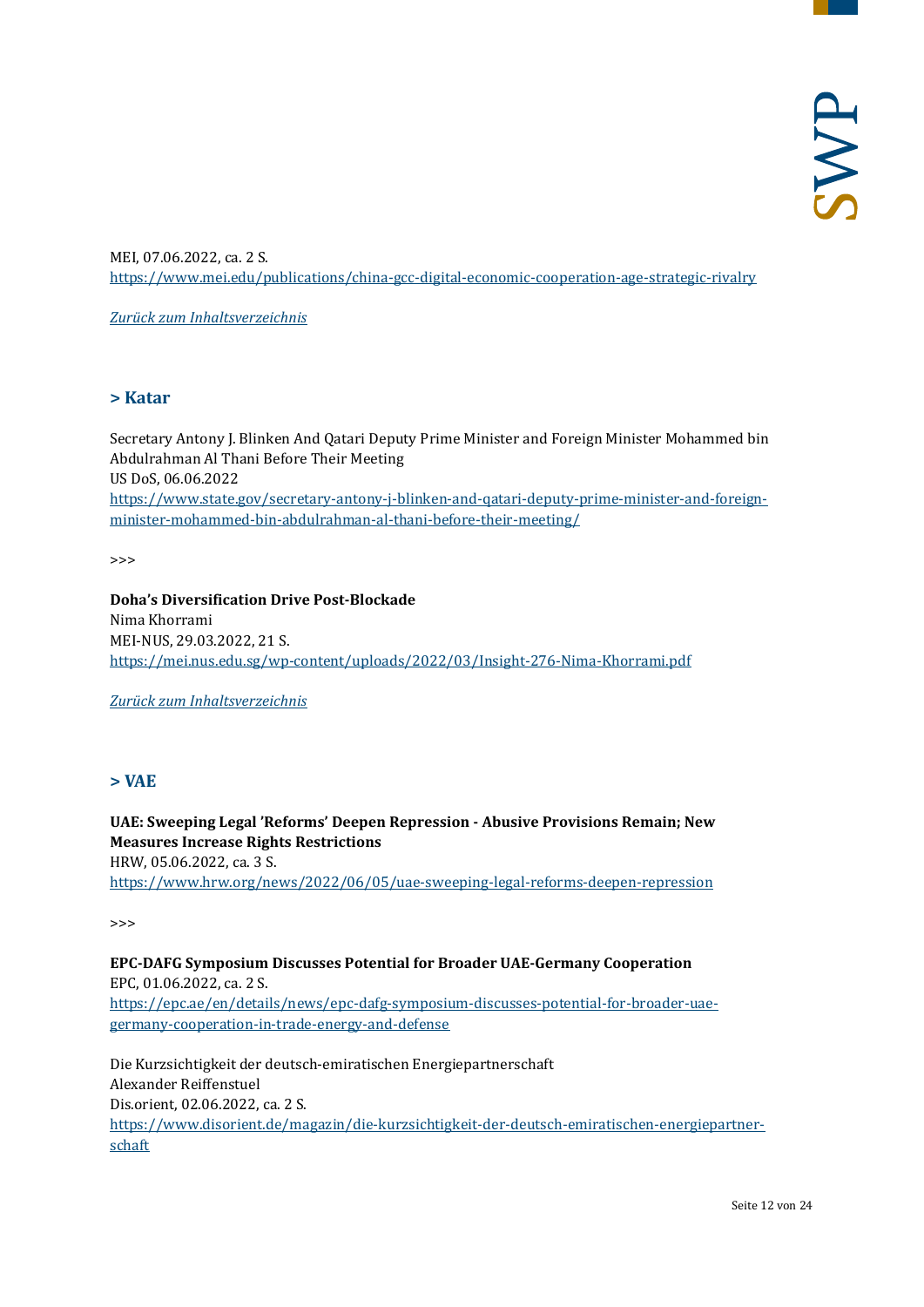MEI, 07.06.2022, ca. 2 S.
[https://www.mei.edu/publications/china-gcc-digital-economic-cooperation-age-strategic-rivalry](https://www.mei.edu/publications/china-gcc-digital-economic-cooperation-age-strategic-rivalry)

*Zurück zum Inhaltsverzeichnis*

## > Katar

Secretary Antony J. Blinken And Qatari Deputy Prime Minister and Foreign Minister Mohammed bin Abdulrahman Al Thani Before Their Meeting
US DoS, 06.06.2022
[https://www.state.gov/secretary-antony-j-blinken-and-qatari-deputy-prime-minister-and-foreign-minister-mohammed-bin-abdulrahman-al-thani-before-their-meeting/](https://www.state.gov/secretary-antony-j-blinken-and-qatari-deputy-prime-minister-and-foreign-minister-mohammed-bin-abdulrahman-al-thani-before-their-meeting/)

>>>

**Doha's Diversification Drive Post-Blockade**
Nima Khorrami
MEI-NUS, 29.03.2022, 21 S.
[https://mei.nus.edu.sg/wp-content/uploads/2022/03/Insight-276-Nima-Khorrami.pdf](https://mei.nus.edu.sg/wp-content/uploads/2022/03/Insight-276-Nima-Khorrami.pdf)

*Zurück zum Inhaltsverzeichnis*

## > VAE

**UAE: Sweeping Legal 'Reforms' Deepen Repression - Abusive Provisions Remain; New Measures Increase Rights Restrictions**
HRW, 05.06.2022, ca. 3 S.
[https://www.hrw.org/news/2022/06/05/uae-sweeping-legal-reforms-deepen-repression](https://www.hrw.org/news/2022/06/05/uae-sweeping-legal-reforms-deepen-repression)

>>>

**EPC-DAFG Symposium Discusses Potential for Broader UAE-Germany Cooperation**
EPC, 01.06.2022, ca. 2 S.
[https://epc.ae/en/details/news/epc-dafg-symposium-discusses-potential-for-broader-uae-germany-cooperation-in-trade-energy-and-defense](https://epc.ae/en/details/news/epc-dafg-symposium-discusses-potential-for-broader-uae-germany-cooperation-in-trade-energy-and-defense)

Die Kurzsichtigkeit der deutsch-emiratischen Energiepartnerschaft
Alexander Reiffenstuel
Dis:orient, 02.06.2022, ca. 2 S.
[https://www.disorient.de/magazin/die-kurzsichtigkeit-der-deutsch-emiratischen-energiepartner-schaft](https://www.disorient.de/magazin/die-kurzsichtigkeit-der-deutsch-emiratischen-energiepartner-schaft)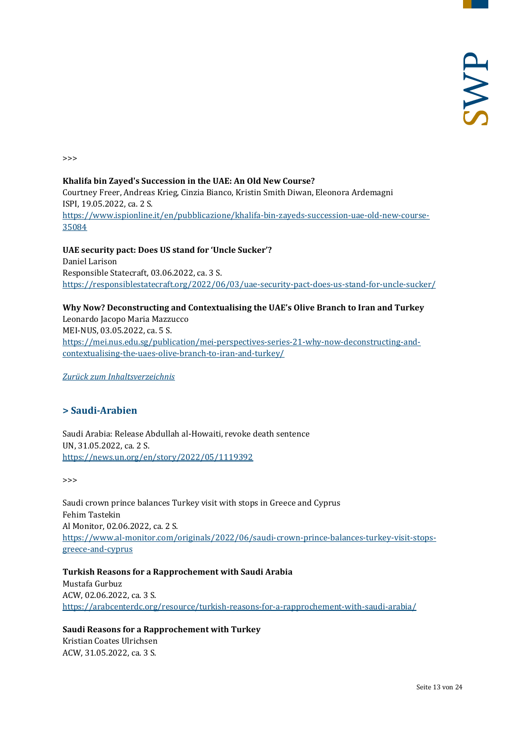>>>

**Khalifa bin Zayed's Succession in the UAE: An Old New Course?**
Courtney Freer, Andreas Krieg, Cinzia Bianco, Kristin Smith Diwan, Eleonora Ardemagni
ISPI, 19.05.2022, ca. 2 S.
[https://www.ispionline.it/en/pubblicazione/khalifa-bin-zayeds-succession-uae-old-new-course-35084](https://www.ispionline.it/en/pubblicazione/khalifa-bin-zayeds-succession-uae-old-new-course-35084)

**UAE security pact: Does US stand for 'Uncle Sucker'?**
Daniel Larison
Responsible Statecraft, 03.06.2022, ca. 3 S.
[https://responsiblestatecraft.org/2022/06/03/uae-security-pact-does-us-stand-for-uncle-sucker/](https://responsiblestatecraft.org/2022/06/03/uae-security-pact-does-us-stand-for-uncle-sucker/)

**Why Now? Deconstructing and Contextualising the UAE's Olive Branch to Iran and Turkey**
Leonardo Jacopo Maria Mazzucco
MEI-NUS, 03.05.2022, ca. 5 S.
[https://mei.nus.edu.sg/publication/mei-perspectives-series-21-why-now-deconstructing-and-contextualising-the-uaes-olive-branch-to-iran-and-turkey/](https://mei.nus.edu.sg/publication/mei-perspectives-series-21-why-now-deconstructing-and-contextualising-the-uaes-olive-branch-to-iran-and-turkey/)

*Zurück zum Inhaltsverzeichnis*

## > Saudi-Arabien

Saudi Arabia: Release Abdullah al-Howaiti, revoke death sentence
UN, 31.05.2022, ca. 2 S.
[https://news.un.org/en/story/2022/05/1119392](https://news.un.org/en/story/2022/05/1119392)

>>>

Saudi crown prince balances Turkey visit with stops in Greece and Cyprus
Fehim Tastekin
Al Monitor, 02.06.2022, ca. 2 S.
[https://www.al-monitor.com/originals/2022/06/saudi-crown-prince-balances-turkey-visit-stops-greece-and-cyprus](https://www.al-monitor.com/originals/2022/06/saudi-crown-prince-balances-turkey-visit-stops-greece-and-cyprus)

**Turkish Reasons for a Rapprochement with Saudi Arabia**
Mustafa Gurbuz
ACW, 02.06.2022, ca. 3 S.
[https://arabcenterdc.org/resource/turkish-reasons-for-a-rapprochement-with-saudi-arabia/](https://arabcenterdc.org/resource/turkish-reasons-for-a-rapprochement-with-saudi-arabia/)

**Saudi Reasons for a Rapprochement with Turkey**
Kristian Coates Ulrichsen
ACW, 31.05.2022, ca. 3 S.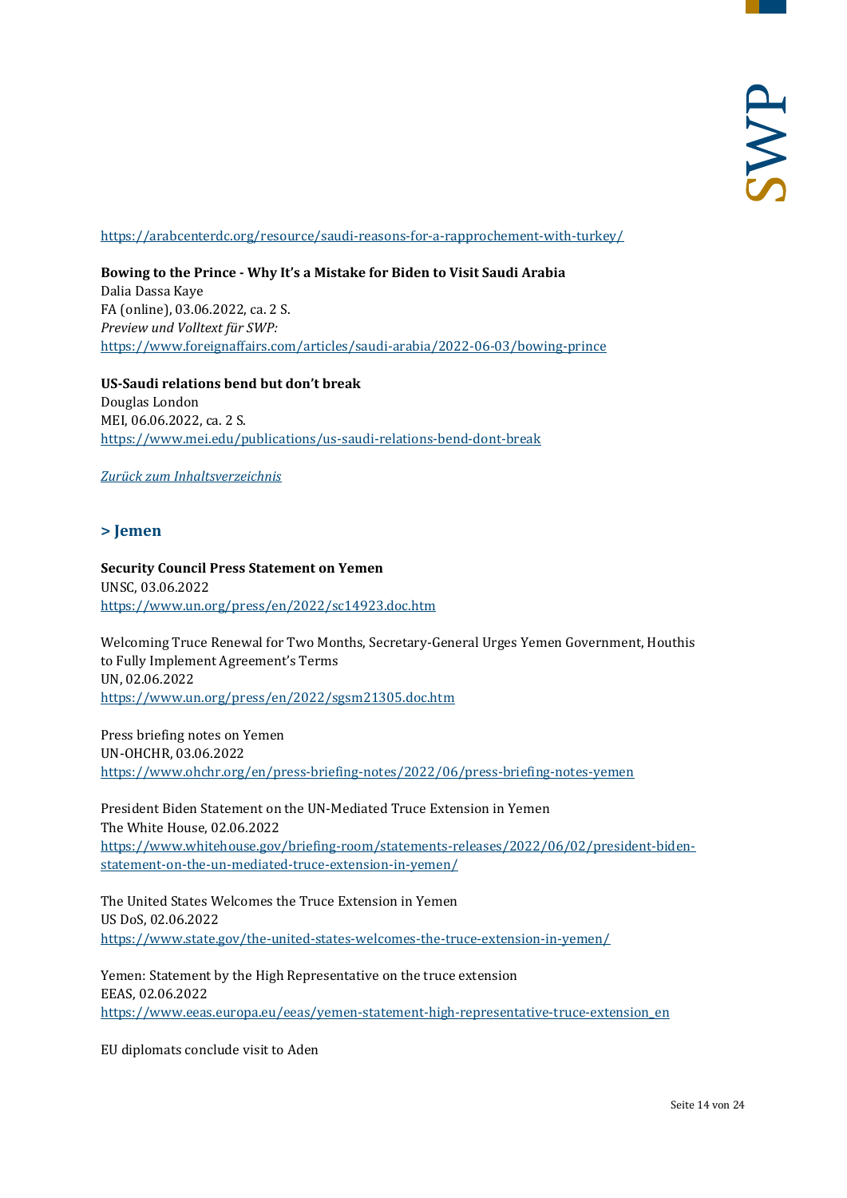https://arabcenterdc.org/resource/saudi-reasons-for-a-rapprochement-with-turkey/

**Bowing to the Prince - Why It's a Mistake for Biden to Visit Saudi Arabia**
Dalia Dassa Kaye
FA (online), 03.06.2022, ca. 2 S.
*Preview und Volltext für SWP:*
https://www.foreignaffairs.com/articles/saudi-arabia/2022-06-03/bowing-prince

**US-Saudi relations bend but don't break**
Douglas London
MEI, 06.06.2022, ca. 2 S.
https://www.mei.edu/publications/us-saudi-relations-bend-dont-break

*Zurück zum Inhaltsverzeichnis*

## > Jemen

**Security Council Press Statement on Yemen**
UNSC, 03.06.2022
https://www.un.org/press/en/2022/sc14923.doc.htm

Welcoming Truce Renewal for Two Months, Secretary-General Urges Yemen Government, Houthis to Fully Implement Agreement's Terms
UN, 02.06.2022
https://www.un.org/press/en/2022/sgsm21305.doc.htm

Press briefing notes on Yemen
UN-OHCHR, 03.06.2022
https://www.ohchr.org/en/press-briefing-notes/2022/06/press-briefing-notes-yemen

President Biden Statement on the UN-Mediated Truce Extension in Yemen
The White House, 02.06.2022
https://www.whitehouse.gov/briefing-room/statements-releases/2022/06/02/president-biden-statement-on-the-un-mediated-truce-extension-in-yemen/

The United States Welcomes the Truce Extension in Yemen
US DoS, 02.06.2022
https://www.state.gov/the-united-states-welcomes-the-truce-extension-in-yemen/

Yemen: Statement by the High Representative on the truce extension
EEAS, 02.06.2022
https://www.eeas.europa.eu/eeas/yemen-statement-high-representative-truce-extension_en

EU diplomats conclude visit to Aden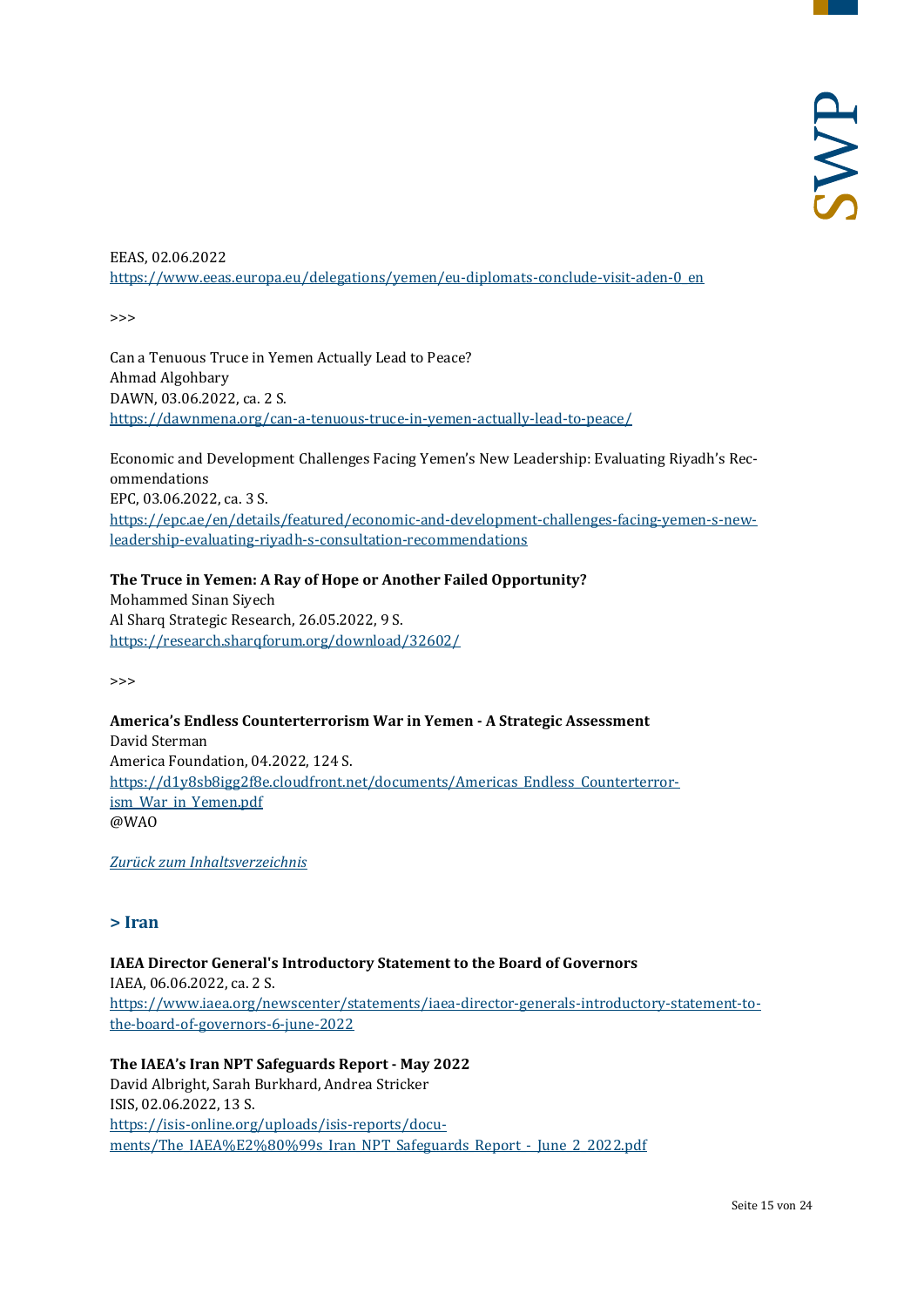EEAS, 02.06.2022
https://www.eeas.europa.eu/delegations/yemen/eu-diplomats-conclude-visit-aden-0_en

>>>

Can a Tenuous Truce in Yemen Actually Lead to Peace?
Ahmad Algohbary
DAWN, 03.06.2022, ca. 2 S.
https://dawnmena.org/can-a-tenuous-truce-in-yemen-actually-lead-to-peace/

Economic and Development Challenges Facing Yemen's New Leadership: Evaluating Riyadh's Recommendations
EPC, 03.06.2022, ca. 3 S.
https://epc.ae/en/details/featured/economic-and-development-challenges-facing-yemen-s-new-leadership-evaluating-riyadh-s-consultation-recommendations

**The Truce in Yemen: A Ray of Hope or Another Failed Opportunity?**
Mohammed Sinan Siyech
Al Sharq Strategic Research, 26.05.2022, 9 S.
https://research.sharqforum.org/download/32602/

>>>

**America's Endless Counterterrorism War in Yemen - A Strategic Assessment**
David Sterman
America Foundation, 04.2022, 124 S.
https://d1y8sb8igg2f8e.cloudfront.net/documents/Americas_Endless_Counterterrorism_War_in_Yemen.pdf
@WAO

*Zurück zum Inhaltsverzeichnis*

## > Iran

**IAEA Director General's Introductory Statement to the Board of Governors**
IAEA, 06.06.2022, ca. 2 S.
https://www.iaea.org/newscenter/statements/iaea-director-generals-introductory-statement-to-the-board-of-governors-6-june-2022

**The IAEA's Iran NPT Safeguards Report - May 2022**
David Albright, Sarah Burkhard, Andrea Stricker
ISIS, 02.06.2022, 13 S.
https://isis-online.org/uploads/isis-reports/documents/The_IAEA%E2%80%99s_Iran_NPT_Safeguards_Report_-_June_2_2022.pdf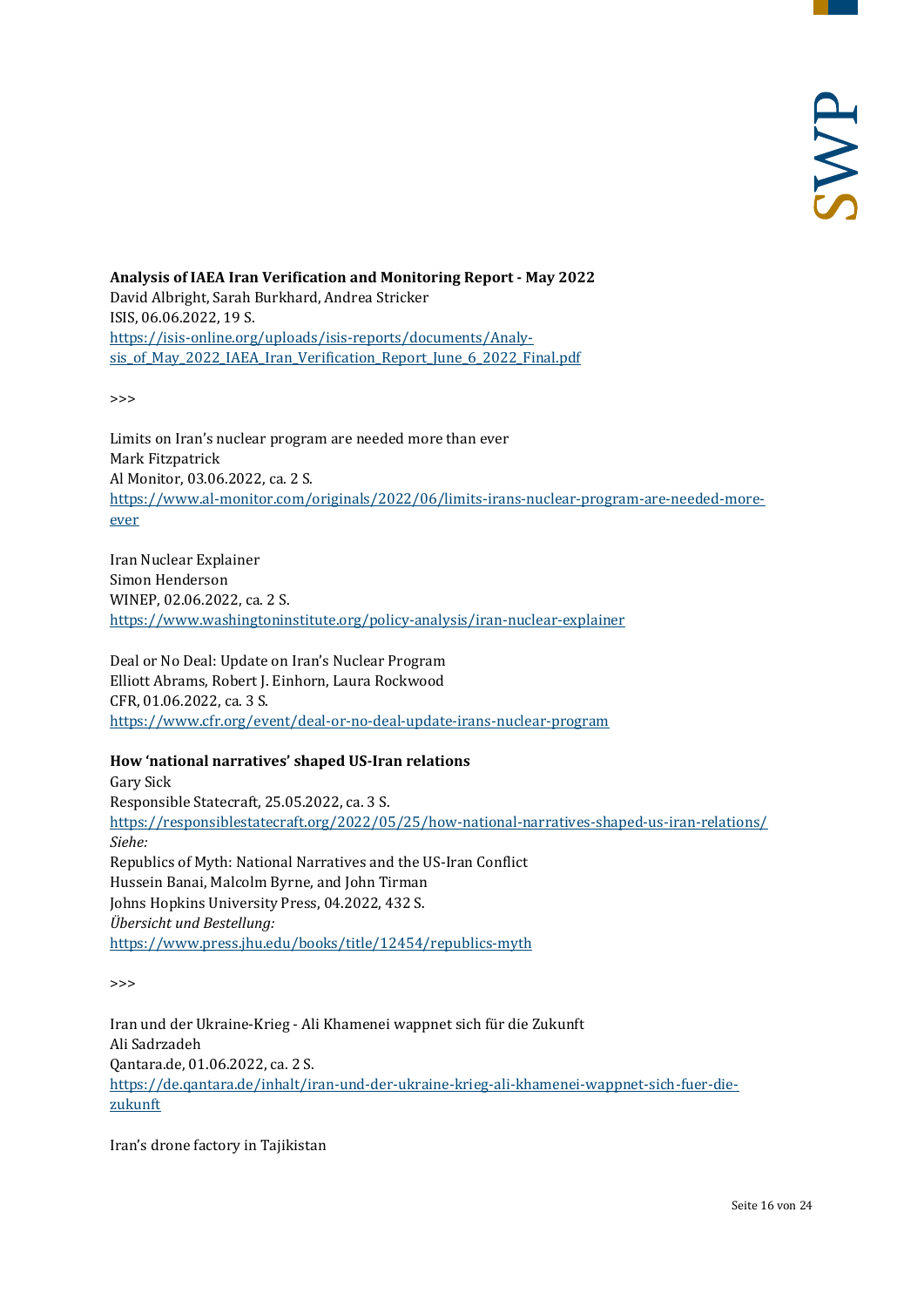**Analysis of IAEA Iran Verification and Monitoring Report - May 2022**
David Albright, Sarah Burkhard, Andrea Stricker
ISIS, 06.06.2022, 19 S.
[https://isis-online.org/uploads/isis-reports/documents/Analysis_of_May_2022_IAEA_Iran_Verification_Report_June_6_2022_Final.pdf](https://isis-online.org/uploads/isis-reports/documents/Analysis_of_May_2022_IAEA_Iran_Verification_Report_June_6_2022_Final.pdf)

>>>

Limits on Iran's nuclear program are needed more than ever
Mark Fitzpatrick
Al Monitor, 03.06.2022, ca. 2 S.
[https://www.al-monitor.com/originals/2022/06/limits-irans-nuclear-program-are-needed-more-ever](https://www.al-monitor.com/originals/2022/06/limits-irans-nuclear-program-are-needed-more-ever)

Iran Nuclear Explainer
Simon Henderson
WINEP, 02.06.2022, ca. 2 S.
[https://www.washingtoninstitute.org/policy-analysis/iran-nuclear-explainer](https://www.washingtoninstitute.org/policy-analysis/iran-nuclear-explainer)

Deal or No Deal: Update on Iran's Nuclear Program
Elliott Abrams, Robert J. Einhorn, Laura Rockwood
CFR, 01.06.2022, ca. 3 S.
[https://www.cfr.org/event/deal-or-no-deal-update-irans-nuclear-program](https://www.cfr.org/event/deal-or-no-deal-update-irans-nuclear-program)

**How 'national narratives' shaped US-Iran relations**
Gary Sick
Responsible Statecraft, 25.05.2022, ca. 3 S.
[https://responsiblestatecraft.org/2022/05/25/how-national-narratives-shaped-us-iran-relations/](https://responsiblestatecraft.org/2022/05/25/how-national-narratives-shaped-us-iran-relations/)
*Siehe:*
Republics of Myth: National Narratives and the US-Iran Conflict
Hussein Banai, Malcolm Byrne, and John Tirman
Johns Hopkins University Press, 04.2022, 432 S.
*Übersicht und Bestellung:*
[https://www.press.jhu.edu/books/title/12454/republics-myth](https://www.press.jhu.edu/books/title/12454/republics-myth)

>>>

Iran und der Ukraine-Krieg - Ali Khamenei wappnet sich für die Zukunft
Ali Sadrzadeh
Qantara.de, 01.06.2022, ca. 2 S.
[https://de.qantara.de/inhalt/iran-und-der-ukraine-krieg-ali-khamenei-wappnet-sich-fuer-die-zukunft](https://de.qantara.de/inhalt/iran-und-der-ukraine-krieg-ali-khamenei-wappnet-sich-fuer-die-zukunft)

Iran's drone factory in Tajikistan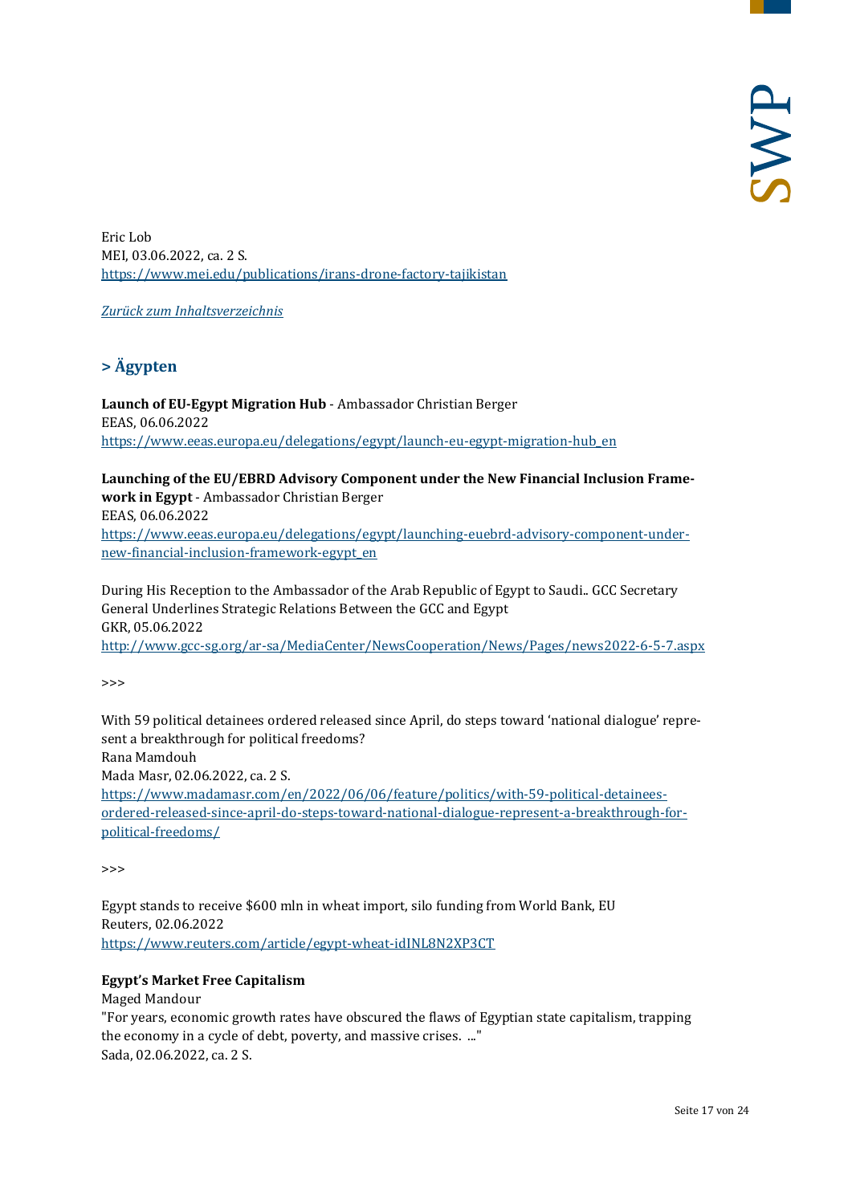Eric Lob
MEI, 03.06.2022, ca. 2 S.
https://www.mei.edu/publications/irans-drone-factory-tajikistan

*Zurück zum Inhaltsverzeichnis*

## > Ägypten

**Launch of EU-Egypt Migration Hub** - Ambassador Christian Berger
EEAS, 06.06.2022
https://www.eeas.europa.eu/delegations/egypt/launch-eu-egypt-migration-hub_en

**Launching of the EU/EBRD Advisory Component under the New Financial Inclusion Framework in Egypt** - Ambassador Christian Berger
EEAS, 06.06.2022
https://www.eeas.europa.eu/delegations/egypt/launching-euebrd-advisory-component-under-new-financial-inclusion-framework-egypt_en

During His Reception to the Ambassador of the Arab Republic of Egypt to Saudi.. GCC Secretary General Underlines Strategic Relations Between the GCC and Egypt
GKR, 05.06.2022
http://www.gcc-sg.org/ar-sa/MediaCenter/NewsCooperation/News/Pages/news2022-6-5-7.aspx

>>>

With 59 political detainees ordered released since April, do steps toward 'national dialogue' represent a breakthrough for political freedoms?
Rana Mamdouh
Mada Masr, 02.06.2022, ca. 2 S.
https://www.madamasr.com/en/2022/06/06/feature/politics/with-59-political-detainees-ordered-released-since-april-do-steps-toward-national-dialogue-represent-a-breakthrough-for-political-freedoms/

>>>

Egypt stands to receive $600 mln in wheat import, silo funding from World Bank, EU
Reuters, 02.06.2022
https://www.reuters.com/article/egypt-wheat-idINL8N2XP3CT

**Egypt's Market Free Capitalism**
Maged Mandour
"For years, economic growth rates have obscured the flaws of Egyptian state capitalism, trapping the economy in a cycle of debt, poverty, and massive crises. ..."
Sada, 02.06.2022, ca. 2 S.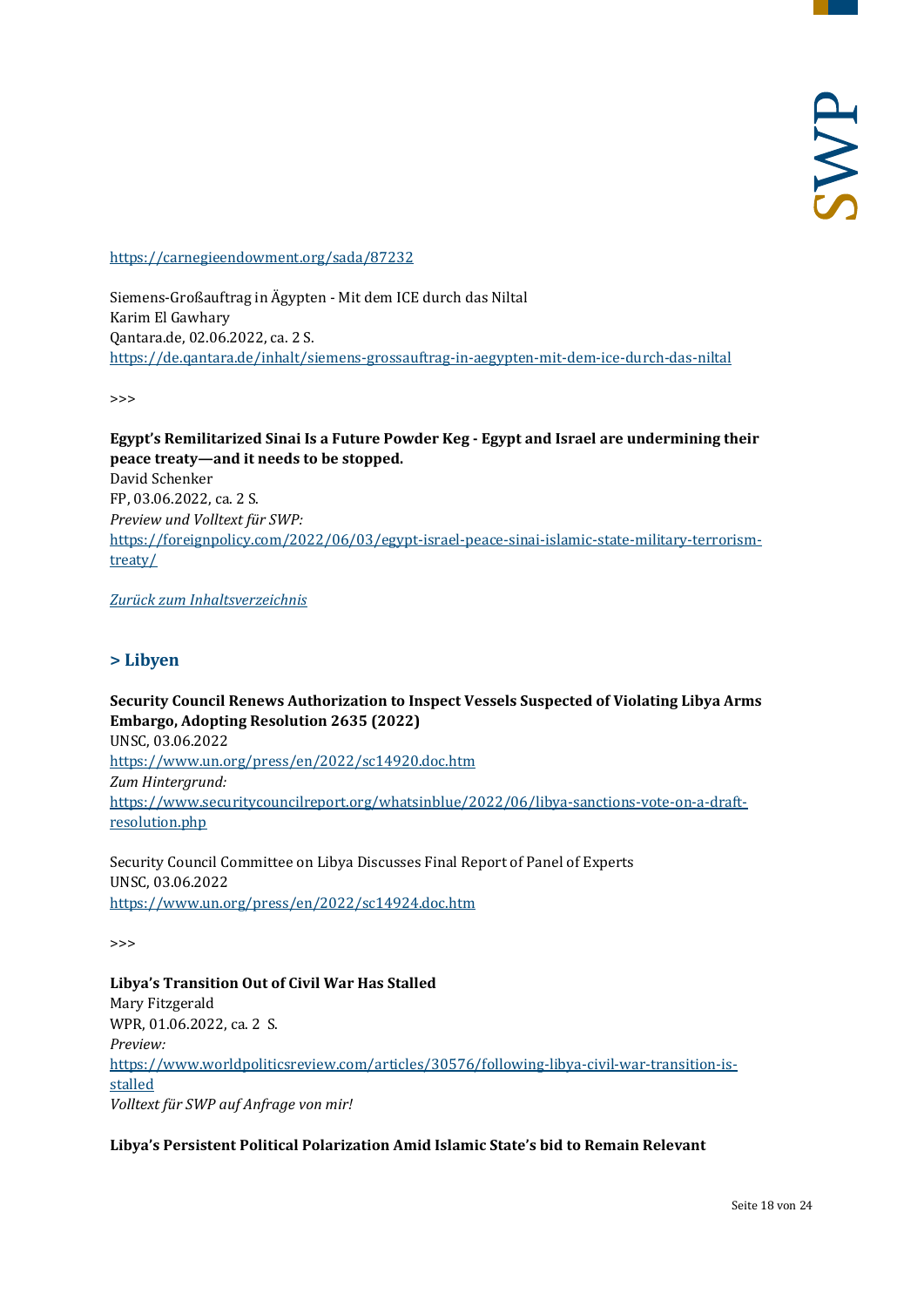https://carnegieendowment.org/sada/87232

Siemens-Großauftrag in Ägypten - Mit dem ICE durch das Niltal
Karim El Gawhary
Qantara.de, 02.06.2022, ca. 2 S.
https://de.qantara.de/inhalt/siemens-grossauftrag-in-aegypten-mit-dem-ice-durch-das-niltal

>>>

**Egypt's Remilitarized Sinai Is a Future Powder Keg - Egypt and Israel are undermining their peace treaty—and it needs to be stopped.**
David Schenker
FP, 03.06.2022, ca. 2 S.
*Preview und Volltext für SWP:*
https://foreignpolicy.com/2022/06/03/egypt-israel-peace-sinai-islamic-state-military-terrorism-treaty/

*Zurück zum Inhaltsverzeichnis*

## > Libyen

**Security Council Renews Authorization to Inspect Vessels Suspected of Violating Libya Arms Embargo, Adopting Resolution 2635 (2022)**
UNSC, 03.06.2022
https://www.un.org/press/en/2022/sc14920.doc.htm
*Zum Hintergrund:*
https://www.securitycouncilreport.org/whatsinblue/2022/06/libya-sanctions-vote-on-a-draft-resolution.php

Security Council Committee on Libya Discusses Final Report of Panel of Experts
UNSC, 03.06.2022
https://www.un.org/press/en/2022/sc14924.doc.htm

>>>

**Libya's Transition Out of Civil War Has Stalled**
Mary Fitzgerald
WPR, 01.06.2022, ca. 2 S.
*Preview:*
https://www.worldpoliticsreview.com/articles/30576/following-libya-civil-war-transition-is-stalled
*Volltext für SWP auf Anfrage von mir!*

**Libya's Persistent Political Polarization Amid Islamic State's bid to Remain Relevant**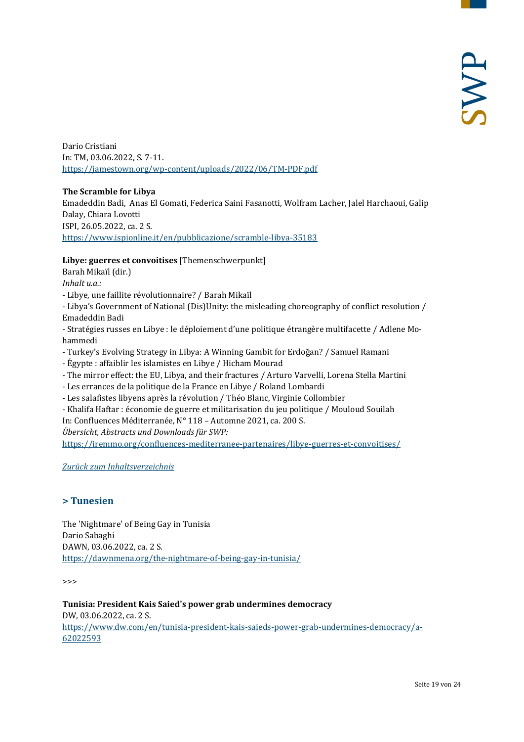Dario Cristiani
In: TM, 03.06.2022, S. 7-11.
https://jamestown.org/wp-content/uploads/2022/06/TM-PDF.pdf

**The Scramble for Libya**
Emadeddin Badi, Anas El Gomati, Federica Saini Fasanotti, Wolfram Lacher, Jalel Harchaoui, Galip Dalay, Chiara Lovotti
ISPI, 26.05.2022, ca. 2 S.
https://www.ispionline.it/en/pubblicazione/scramble-libya-35183

**Libye: guerres et convoitises** [Themenschwerpunkt]
Barah Mikaïl (dir.)
*Inhalt u.a.:*
- Libye, une faillite révolutionnaire? / Barah Mikaïl
- Libya's Government of National (Dis)Unity: the misleading choreography of conflict resolution / Emadeddin Badi
- Stratégies russes en Libye : le déploiement d'une politique étrangère multifacette / Adlene Mohammedi
- Turkey's Evolving Strategy in Libya: A Winning Gambit for Erdoğan? / Samuel Ramani
- Égypte : affaiblir les islamistes en Libye / Hicham Mourad
- The mirror effect: the EU, Libya, and their fractures / Arturo Varvelli, Lorena Stella Martini
- Les errances de la politique de la France en Libye / Roland Lombardi
- Les salafistes libyens après la révolution / Théo Blanc, Virginie Collombier
- Khalifa Haftar : économie de guerre et militarisation du jeu politique / Mouloud Souilah

In: Confluences Méditerranée, N° 118 – Automne 2021, ca. 200 S.
*Übersicht, Abstracts und Downloads für SWP:*
https://iremmo.org/confluences-mediterranee-partenaires/libye-guerres-et-convoitises/

*Zurück zum Inhaltsverzeichnis*

## > Tunesien

The 'Nightmare' of Being Gay in Tunisia
Dario Sabaghi
DAWN, 03.06.2022, ca. 2 S.
https://dawnmena.org/the-nightmare-of-being-gay-in-tunisia/

>>>

**Tunisia: President Kais Saied's power grab undermines democracy**
DW, 03.06.2022, ca. 2 S.
https://www.dw.com/en/tunisia-president-kais-saieds-power-grab-undermines-democracy/a-62022593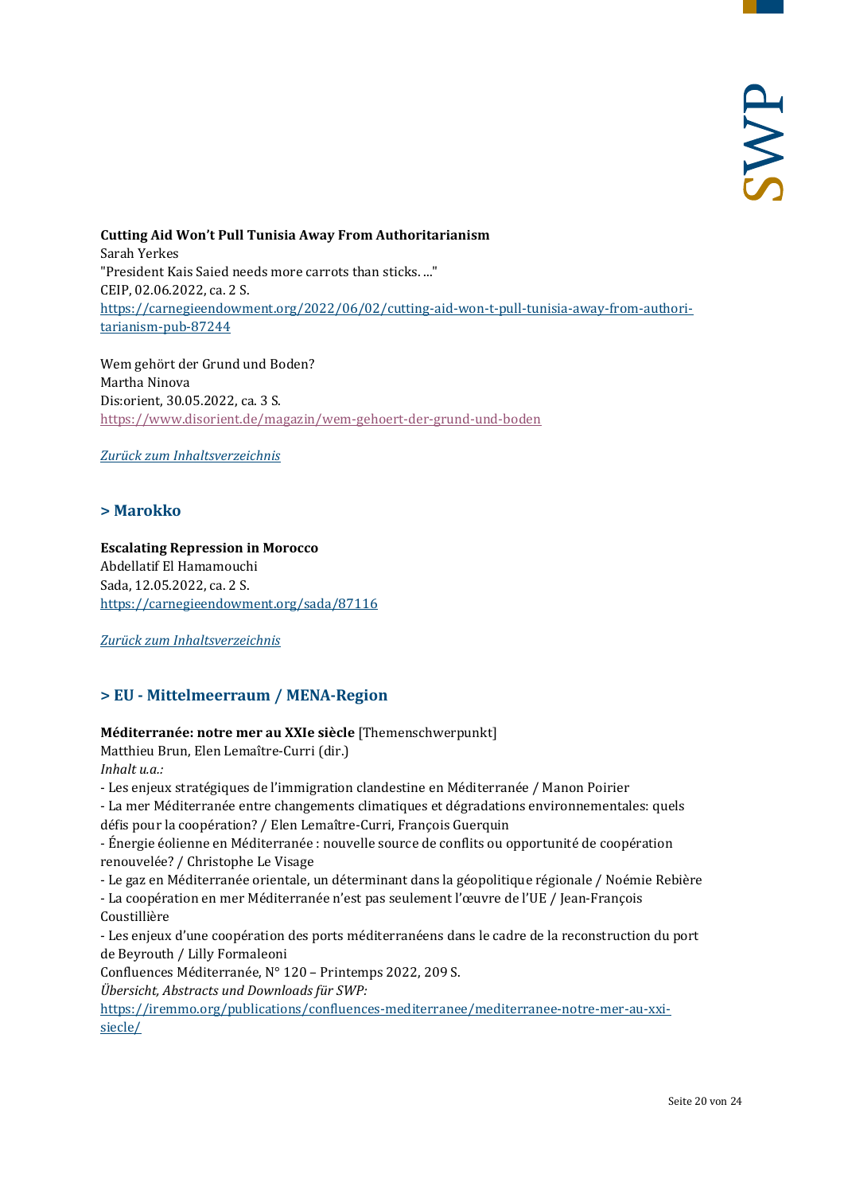**Cutting Aid Won't Pull Tunisia Away From Authoritarianism**
Sarah Yerkes
"President Kais Saied needs more carrots than sticks. ..."
CEIP, 02.06.2022, ca. 2 S.
https://carnegieendowment.org/2022/06/02/cutting-aid-won-t-pull-tunisia-away-from-authoritarianism-pub-87244

Wem gehört der Grund und Boden?
Martha Ninova
Dis:orient, 30.05.2022, ca. 3 S.
https://www.disorient.de/magazin/wem-gehoert-der-grund-und-boden

*Zurück zum Inhaltsverzeichnis*

## > Marokko

**Escalating Repression in Morocco**
Abdellatif El Hamamouchi
Sada, 12.05.2022, ca. 2 S.
https://carnegieendowment.org/sada/87116

*Zurück zum Inhaltsverzeichnis*

## > EU - Mittelmeerraum / MENA-Region

**Méditerranée: notre mer au XXIe siècle** [Themenschwerpunkt]
Matthieu Brun, Elen Lemaître-Curri (dir.)
*Inhalt u.a.:*
- Les enjeux stratégiques de l'immigration clandestine en Méditerranée / Manon Poirier
- La mer Méditerranée entre changements climatiques et dégradations environnementales: quels défis pour la coopération? / Elen Lemaître-Curri, François Guerquin
- Énergie éolienne en Méditerranée : nouvelle source de conflits ou opportunité de coopération renouvelée? / Christophe Le Visage
- Le gaz en Méditerranée orientale, un déterminant dans la géopolitique régionale / Noémie Rebière
- La coopération en mer Méditerranée n'est pas seulement l'œuvre de l'UE / Jean-François Coustillière
- Les enjeux d'une coopération des ports méditerranéens dans le cadre de la reconstruction du port de Beyrouth / Lilly Formaleoni

Confluences Méditerranée, N° 120 – Printemps 2022, 209 S.
*Übersicht, Abstracts und Downloads für SWP:*
https://iremmo.org/publications/confluences-mediterranee/mediterranee-notre-mer-au-xxi-siecle/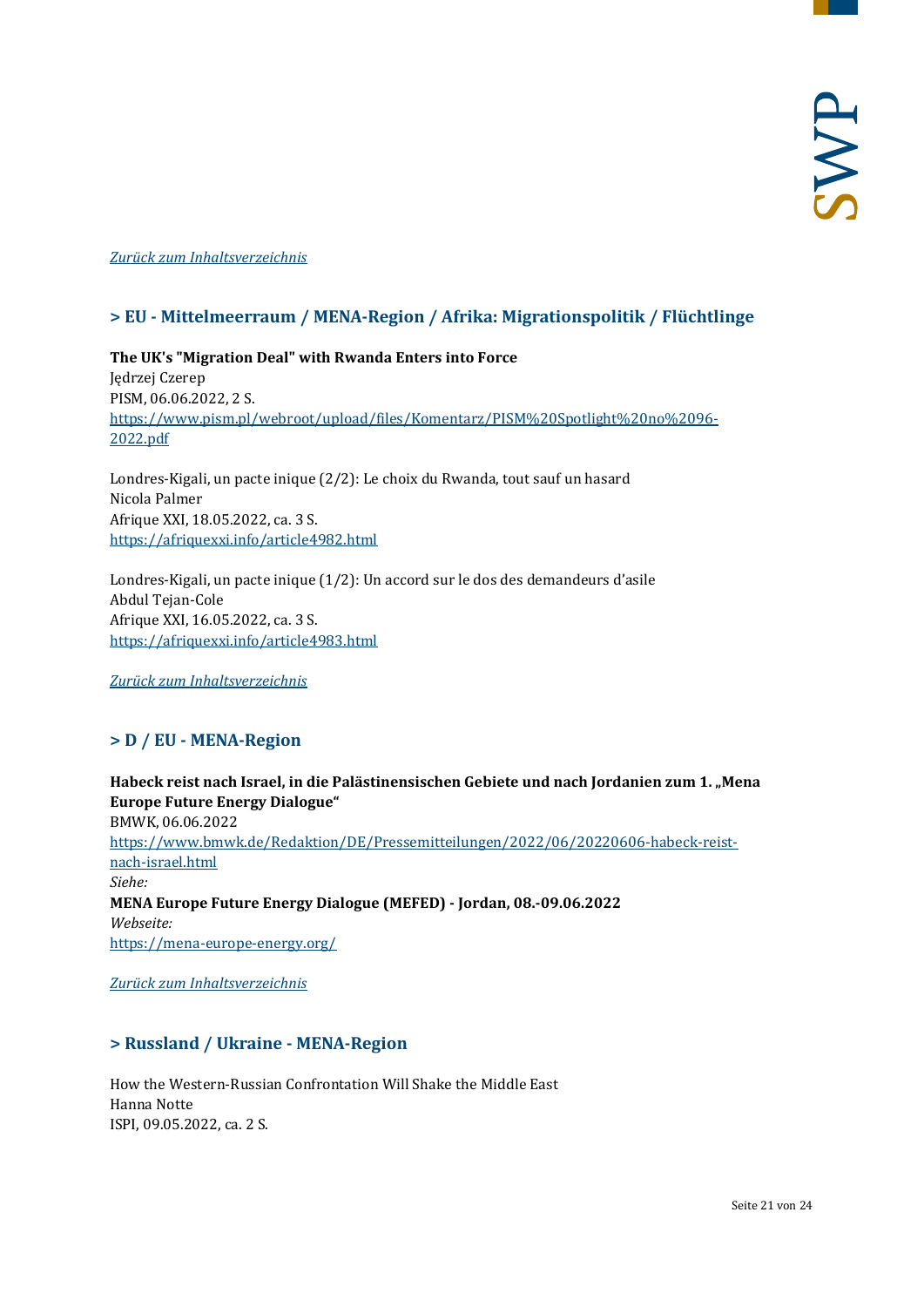*[Zurück zum Inhaltsverzeichnis](#)*

## > EU - Mittelmeerraum / MENA-Region / Afrika: Migrationspolitik / Flüchtlinge

**The UK's "Migration Deal" with Rwanda Enters into Force**
Jędrzej Czerep
PISM, 06.06.2022, 2 S.
https://www.pism.pl/webroot/upload/files/Komentarz/PISM%20Spotlight%20no%2096-2022.pdf

Londres-Kigali, un pacte inique (2/2): Le choix du Rwanda, tout sauf un hasard
Nicola Palmer
Afrique XXI, 18.05.2022, ca. 3 S.
https://afriquexxi.info/article4982.html

Londres-Kigali, un pacte inique (1/2): Un accord sur le dos des demandeurs d'asile
Abdul Tejan-Cole
Afrique XXI, 16.05.2022, ca. 3 S.
https://afriquexxi.info/article4983.html

*[Zurück zum Inhaltsverzeichnis](#)*

## > D / EU - MENA-Region

**Habeck reist nach Israel, in die Palästinensischen Gebiete und nach Jordanien zum 1. „Mena Europe Future Energy Dialogue“**
BMWK, 06.06.2022
https://www.bmwk.de/Redaktion/DE/Pressemitteilungen/2022/06/20220606-habeck-reist-nach-israel.html
*Siehe:*
**MENA Europe Future Energy Dialogue (MEFED) - Jordan, 08.-09.06.2022**
*Webseite:*
https://mena-europe-energy.org/

*[Zurück zum Inhaltsverzeichnis](#)*

## > Russland / Ukraine - MENA-Region

How the Western-Russian Confrontation Will Shake the Middle East
Hanna Notte
ISPI, 09.05.2022, ca. 2 S.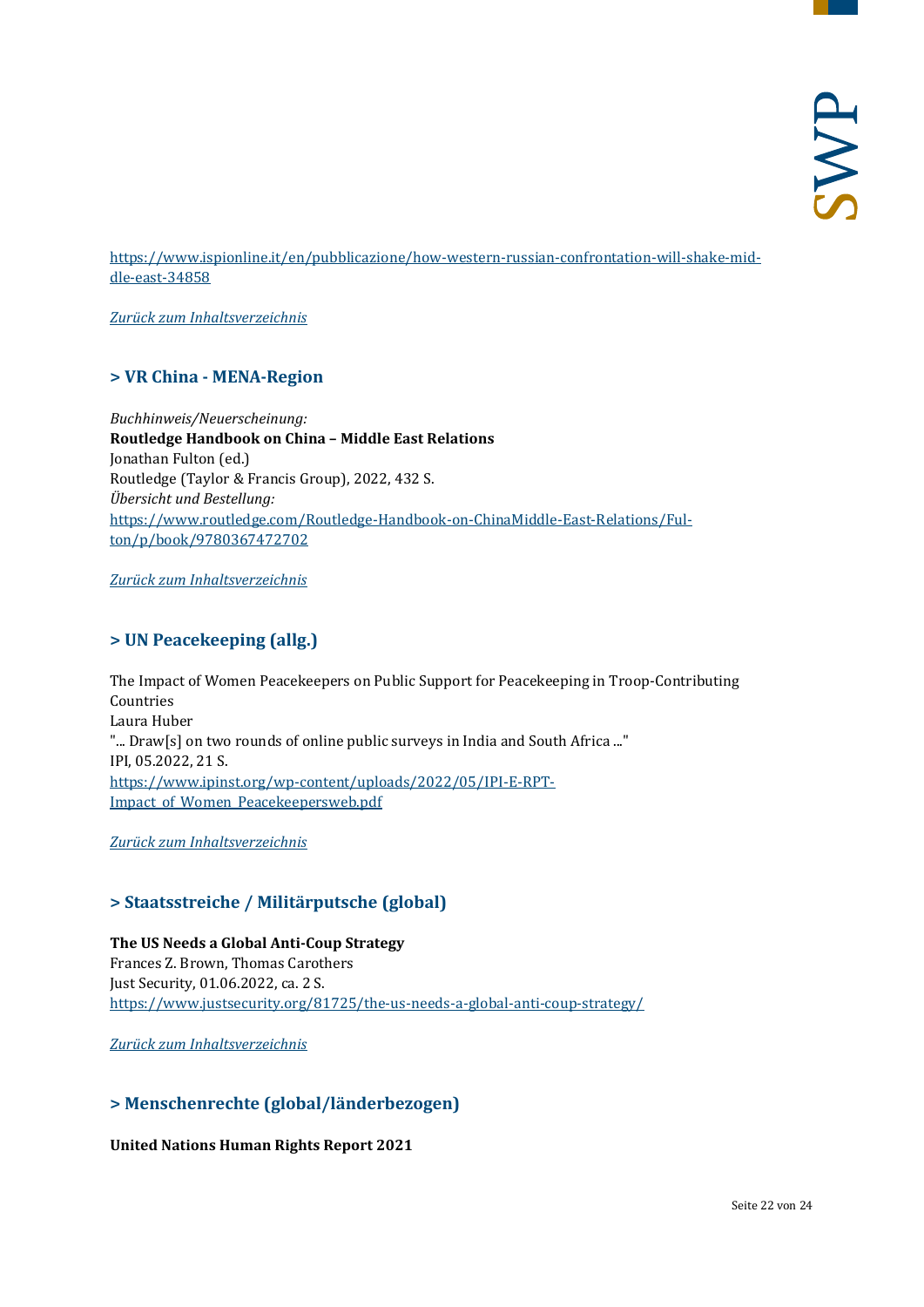https://www.ispionline.it/en/pubblicazione/how-western-russian-confrontation-will-shake-middle-east-34858

*Zurück zum Inhaltsverzeichnis*

## > VR China - MENA-Region

*Buchhinweis/Neuerscheinung:*
**Routledge Handbook on China – Middle East Relations**
Jonathan Fulton (ed.)
Routledge (Taylor & Francis Group), 2022, 432 S.
*Übersicht und Bestellung:*
https://www.routledge.com/Routledge-Handbook-on-ChinaMiddle-East-Relations/Fulton/p/book/9780367472702

*Zurück zum Inhaltsverzeichnis*

## > UN Peacekeeping (allg.)

The Impact of Women Peacekeepers on Public Support for Peacekeeping in Troop-Contributing Countries
Laura Huber
"... Draw[s] on two rounds of online public surveys in India and South Africa ..."
IPI, 05.2022, 21 S.
https://www.ipinst.org/wp-content/uploads/2022/05/IPI-E-RPT-Impact_of_Women_Peacekeepersweb.pdf

*Zurück zum Inhaltsverzeichnis*

## > Staatsstreiche / Militärputsche (global)

**The US Needs a Global Anti-Coup Strategy**
Frances Z. Brown, Thomas Carothers
Just Security, 01.06.2022, ca. 2 S.
https://www.justsecurity.org/81725/the-us-needs-a-global-anti-coup-strategy/

*Zurück zum Inhaltsverzeichnis*

## > Menschenrechte (global/länderbezogen)

**United Nations Human Rights Report 2021**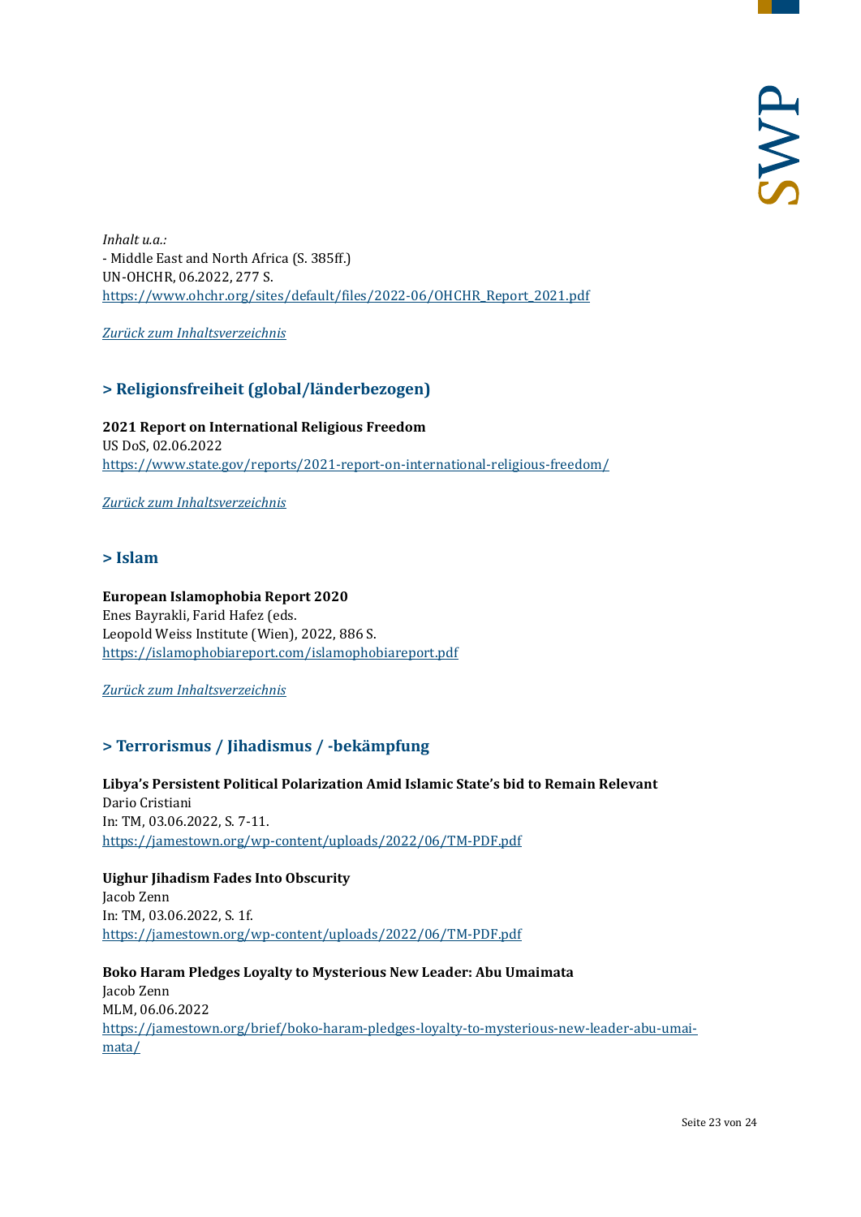*Inhalt u.a.:*
- Middle East and North Africa (S. 385ff.)
UN-OHCHR, 06.2022, 277 S.
https://www.ohchr.org/sites/default/files/2022-06/OHCHR_Report_2021.pdf

*Zurück zum Inhaltsverzeichnis*

## > Religionsfreiheit (global/länderbezogen)

**2021 Report on International Religious Freedom**
US DoS, 02.06.2022
https://www.state.gov/reports/2021-report-on-international-religious-freedom/

*Zurück zum Inhaltsverzeichnis*

## > Islam

**European Islamophobia Report 2020**
Enes Bayrakli, Farid Hafez (eds.
Leopold Weiss Institute (Wien), 2022, 886 S.
https://islamophobiareport.com/islamophobiareport.pdf

*Zurück zum Inhaltsverzeichnis*

## > Terrorismus / Jihadismus / -bekämpfung

**Libya's Persistent Political Polarization Amid Islamic State's bid to Remain Relevant**
Dario Cristiani
In: TM, 03.06.2022, S. 7-11.
https://jamestown.org/wp-content/uploads/2022/06/TM-PDF.pdf

**Uighur Jihadism Fades Into Obscurity**
Jacob Zenn
In: TM, 03.06.2022, S. 1f.
https://jamestown.org/wp-content/uploads/2022/06/TM-PDF.pdf

**Boko Haram Pledges Loyalty to Mysterious New Leader: Abu Umaimata**
Jacob Zenn
MLM, 06.06.2022
https://jamestown.org/brief/boko-haram-pledges-loyalty-to-mysterious-new-leader-abu-umaimata/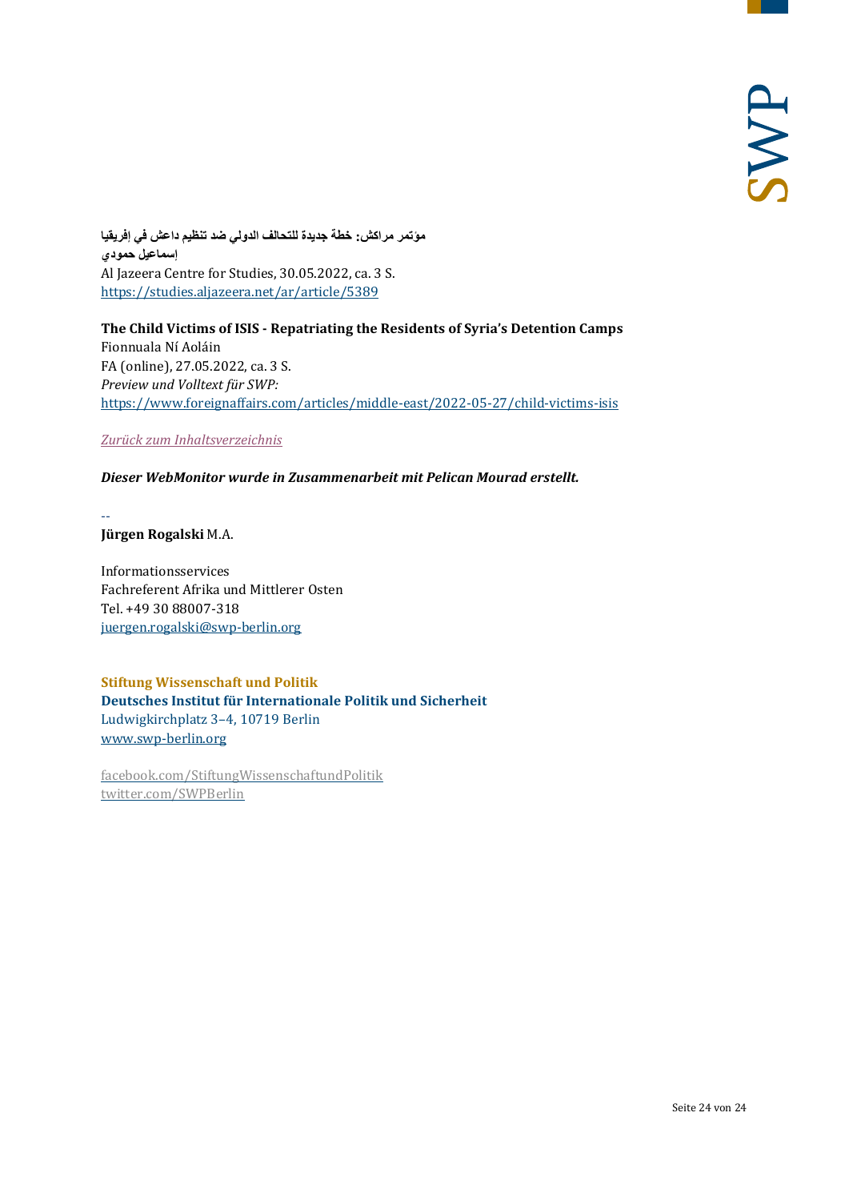**مؤتمر مراكش: خطة جديدة للتحالف الدولي ضد تنظيم داعش في إفريقيا**
**إسماعيل حمودي**
Al Jazeera Centre for Studies, 30.05.2022, ca. 3 S.
https://studies.aljazeera.net/ar/article/5389

**The Child Victims of ISIS - Repatriating the Residents of Syria's Detention Camps**
Fionnuala Ní Aoláin
FA (online), 27.05.2022, ca. 3 S.
*Preview und Volltext für SWP:*
https://www.foreignaffairs.com/articles/middle-east/2022-05-27/child-victims-isis

*Zurück zum Inhaltsverzeichnis*

***Dieser WebMonitor wurde in Zusammenarbeit mit Pelican Mourad erstellt.***

--
**Jürgen Rogalski** M.A.

Informationsservices
Fachreferent Afrika und Mittlerer Osten
Tel. +49 30 88007-318
juergen.rogalski@swp-berlin.org

**Stiftung Wissenschaft und Politik**
**Deutsches Institut für Internationale Politik und Sicherheit**
Ludwigkirchplatz 3–4, 10719 Berlin
www.swp-berlin.org

facebook.com/StiftungWissenschaftundPolitik
twitter.com/SWPBerlin